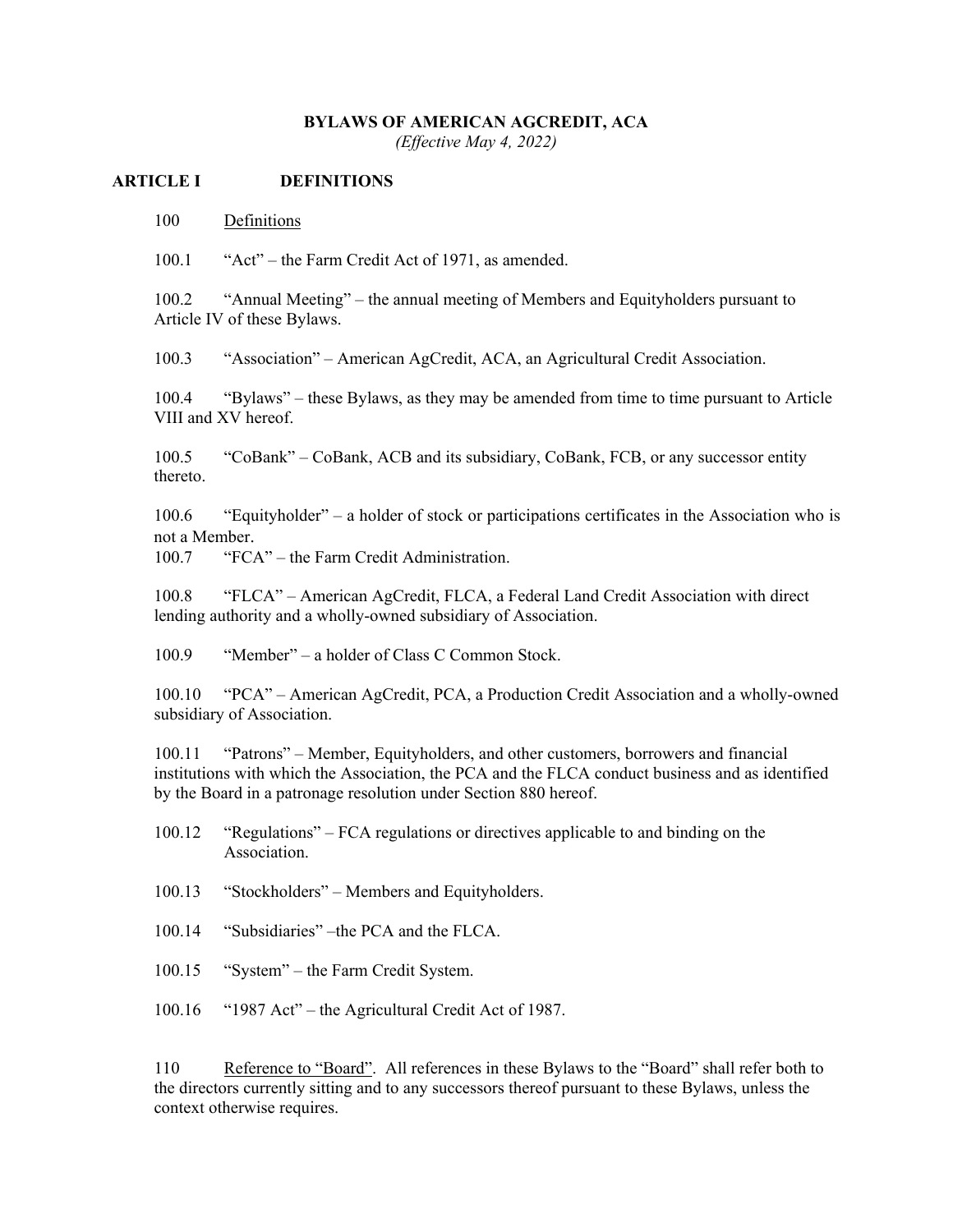# BYLAWS OF AMERICAN AGCREDIT, ACA

*(Effective May 4, 2022)*

## ARTICLE I DEFINITIONS

100 Definitions

100.1 "Act" – the Farm Credit Act of 1971, as amended.

100.2 "Annual Meeting" – the annual meeting of Members and Equityholders pursuant to Article IV of these Bylaws.

100.3 "Association" – American AgCredit, ACA, an Agricultural Credit Association.

100.4 "Bylaws" – these Bylaws, as they may be amended from time to time pursuant to Article VIII and XV hereof.

100.5 "CoBank" – CoBank, ACB and its subsidiary, CoBank, FCB, or any successor entity thereto.

100.6 "Equityholder" – a holder of stock or participations certificates in the Association who is not a Member.

100.7 "FCA" – the Farm Credit Administration.

100.8 "FLCA" – American AgCredit, FLCA, a Federal Land Credit Association with direct lending authority and a wholly-owned subsidiary of Association.

100.9 "Member" – a holder of Class C Common Stock.

100.10 "PCA" – American AgCredit, PCA, a Production Credit Association and a wholly-owned subsidiary of Association.

100.11 "Patrons" – Member, Equityholders, and other customers, borrowers and financial institutions with which the Association, the PCA and the FLCA conduct business and as identified by the Board in a patronage resolution under Section 880 hereof.

100.12 "Regulations" – FCA regulations or directives applicable to and binding on the Association.

100.13 "Stockholders" – Members and Equityholders.

100.14 "Subsidiaries" –the PCA and the FLCA.

100.15 "System" – the Farm Credit System.

100.16 "1987 Act" – the Agricultural Credit Act of 1987.

110 Reference to "Board". All references in these Bylaws to the "Board" shall refer both to the directors currently sitting and to any successors thereof pursuant to these Bylaws, unless the context otherwise requires.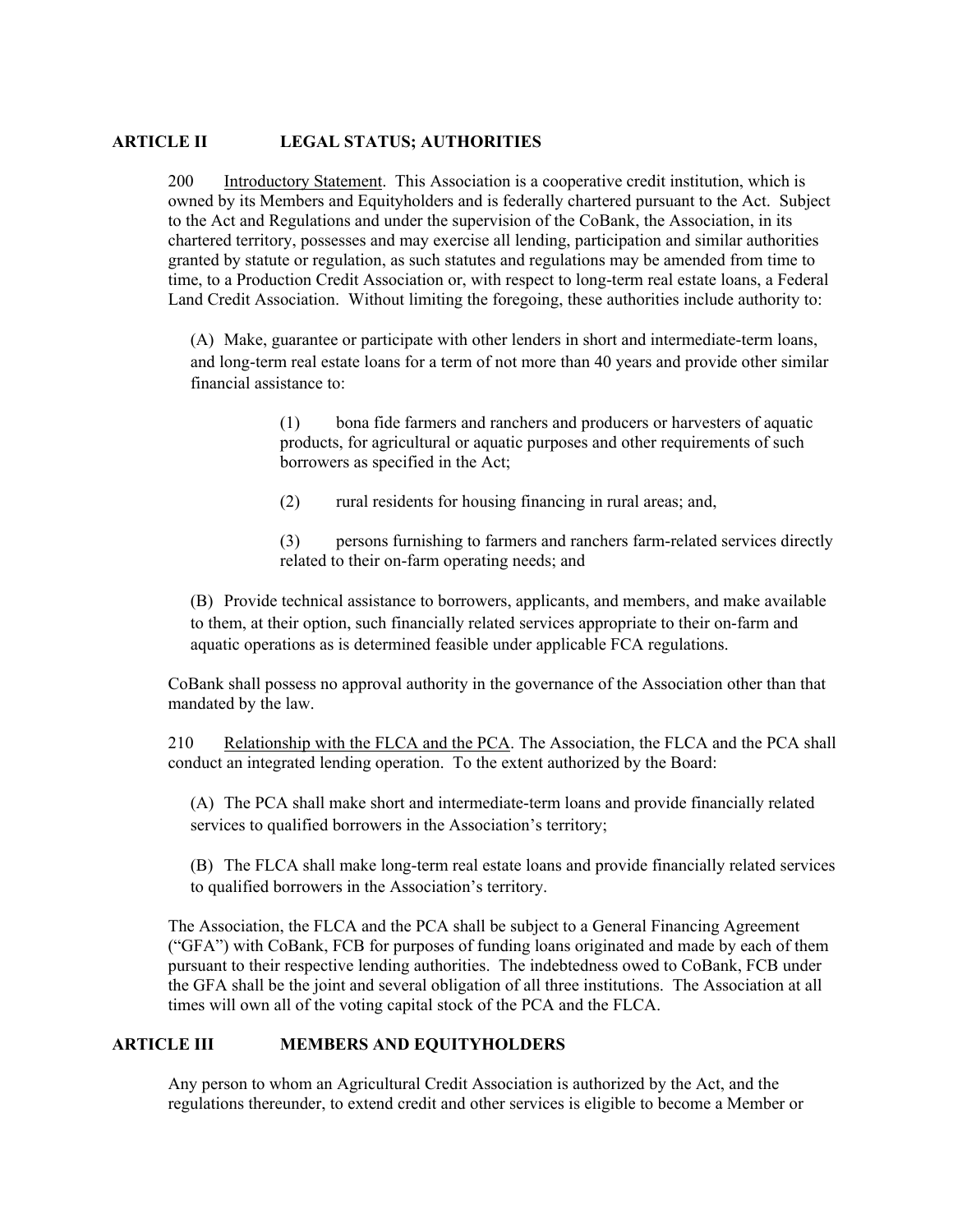## ARTICLE II LEGAL STATUS; AUTHORITIES

200 Introductory Statement. This Association is a cooperative credit institution, which is owned by its Members and Equityholders and is federally chartered pursuant to the Act. Subject to the Act and Regulations and under the supervision of the CoBank, the Association, in its chartered territory, possesses and may exercise all lending, participation and similar authorities granted by statute or regulation, as such statutes and regulations may be amended from time to time, to a Production Credit Association or, with respect to long-term real estate loans, a Federal Land Credit Association. Without limiting the foregoing, these authorities include authority to:

(A) Make, guarantee or participate with other lenders in short and intermediate-term loans, and long-term real estate loans for a term of not more than 40 years and provide other similar financial assistance to:

(1) bona fide farmers and ranchers and producers or harvesters of aquatic products, for agricultural or aquatic purposes and other requirements of such borrowers as specified in the Act;

(2) rural residents for housing financing in rural areas; and,

(3) persons furnishing to farmers and ranchers farm-related services directly related to their on-farm operating needs; and

(B) Provide technical assistance to borrowers, applicants, and members, and make available to them, at their option, such financially related services appropriate to their on-farm and aquatic operations as is determined feasible under applicable FCA regulations.

CoBank shall possess no approval authority in the governance of the Association other than that mandated by the law.

210 Relationship with the FLCA and the PCA. The Association, the FLCA and the PCA shall conduct an integrated lending operation. To the extent authorized by the Board:

(A) The PCA shall make short and intermediate-term loans and provide financially related services to qualified borrowers in the Association's territory;

(B) The FLCA shall make long-term real estate loans and provide financially related services to qualified borrowers in the Association's territory.

The Association, the FLCA and the PCA shall be subject to a General Financing Agreement ("GFA") with CoBank, FCB for purposes of funding loans originated and made by each of them pursuant to their respective lending authorities. The indebtedness owed to CoBank, FCB under the GFA shall be the joint and several obligation of all three institutions. The Association at all times will own all of the voting capital stock of the PCA and the FLCA.

## ARTICLE III MEMBERS AND EQUITYHOLDERS

Any person to whom an Agricultural Credit Association is authorized by the Act, and the regulations thereunder, to extend credit and other services is eligible to become a Member or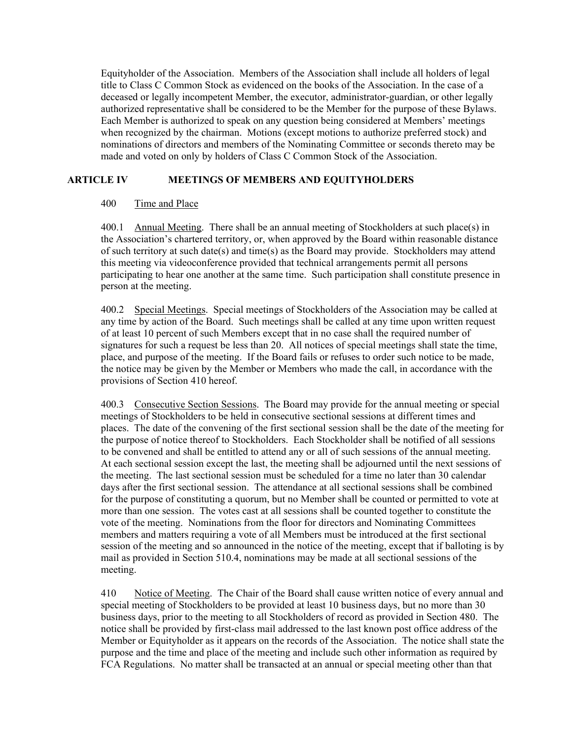Equityholder of the Association. Members of the Association shall include all holders of legal title to Class C Common Stock as evidenced on the books of the Association. In the case of a deceased or legally incompetent Member, the executor, administrator-guardian, or other legally authorized representative shall be considered to be the Member for the purpose of these Bylaws. Each Member is authorized to speak on any question being considered at Members' meetings when recognized by the chairman. Motions (except motions to authorize preferred stock) and nominations of directors and members of the Nominating Committee or seconds thereto may be made and voted on only by holders of Class C Common Stock of the Association.

## ARTICLE IV MEETINGS OF MEMBERS AND EQUITYHOLDERS

400 Time and Place

400.1 Annual Meeting. There shall be an annual meeting of Stockholders at such place(s) in the Association's chartered territory, or, when approved by the Board within reasonable distance of such territory at such date(s) and time(s) as the Board may provide. Stockholders may attend this meeting via videoconference provided that technical arrangements permit all persons participating to hear one another at the same time. Such participation shall constitute presence in person at the meeting.

400.2 Special Meetings. Special meetings of Stockholders of the Association may be called at any time by action of the Board. Such meetings shall be called at any time upon written request of at least 10 percent of such Members except that in no case shall the required number of signatures for such a request be less than 20. All notices of special meetings shall state the time, place, and purpose of the meeting. If the Board fails or refuses to order such notice to be made, the notice may be given by the Member or Members who made the call, in accordance with the provisions of Section 410 hereof.

400.3 Consecutive Section Sessions. The Board may provide for the annual meeting or special meetings of Stockholders to be held in consecutive sectional sessions at different times and places. The date of the convening of the first sectional session shall be the date of the meeting for the purpose of notice thereof to Stockholders. Each Stockholder shall be notified of all sessions to be convened and shall be entitled to attend any or all of such sessions of the annual meeting. At each sectional session except the last, the meeting shall be adjourned until the next sessions of the meeting. The last sectional session must be scheduled for a time no later than 30 calendar days after the first sectional session. The attendance at all sectional sessions shall be combined for the purpose of constituting a quorum, but no Member shall be counted or permitted to vote at more than one session. The votes cast at all sessions shall be counted together to constitute the vote of the meeting. Nominations from the floor for directors and Nominating Committees members and matters requiring a vote of all Members must be introduced at the first sectional session of the meeting and so announced in the notice of the meeting, except that if balloting is by mail as provided in Section 510.4, nominations may be made at all sectional sessions of the meeting.

410 Notice of Meeting. The Chair of the Board shall cause written notice of every annual and special meeting of Stockholders to be provided at least 10 business days, but no more than 30 business days, prior to the meeting to all Stockholders of record as provided in Section 480. The notice shall be provided by first-class mail addressed to the last known post office address of the Member or Equityholder as it appears on the records of the Association. The notice shall state the purpose and the time and place of the meeting and include such other information as required by FCA Regulations. No matter shall be transacted at an annual or special meeting other than that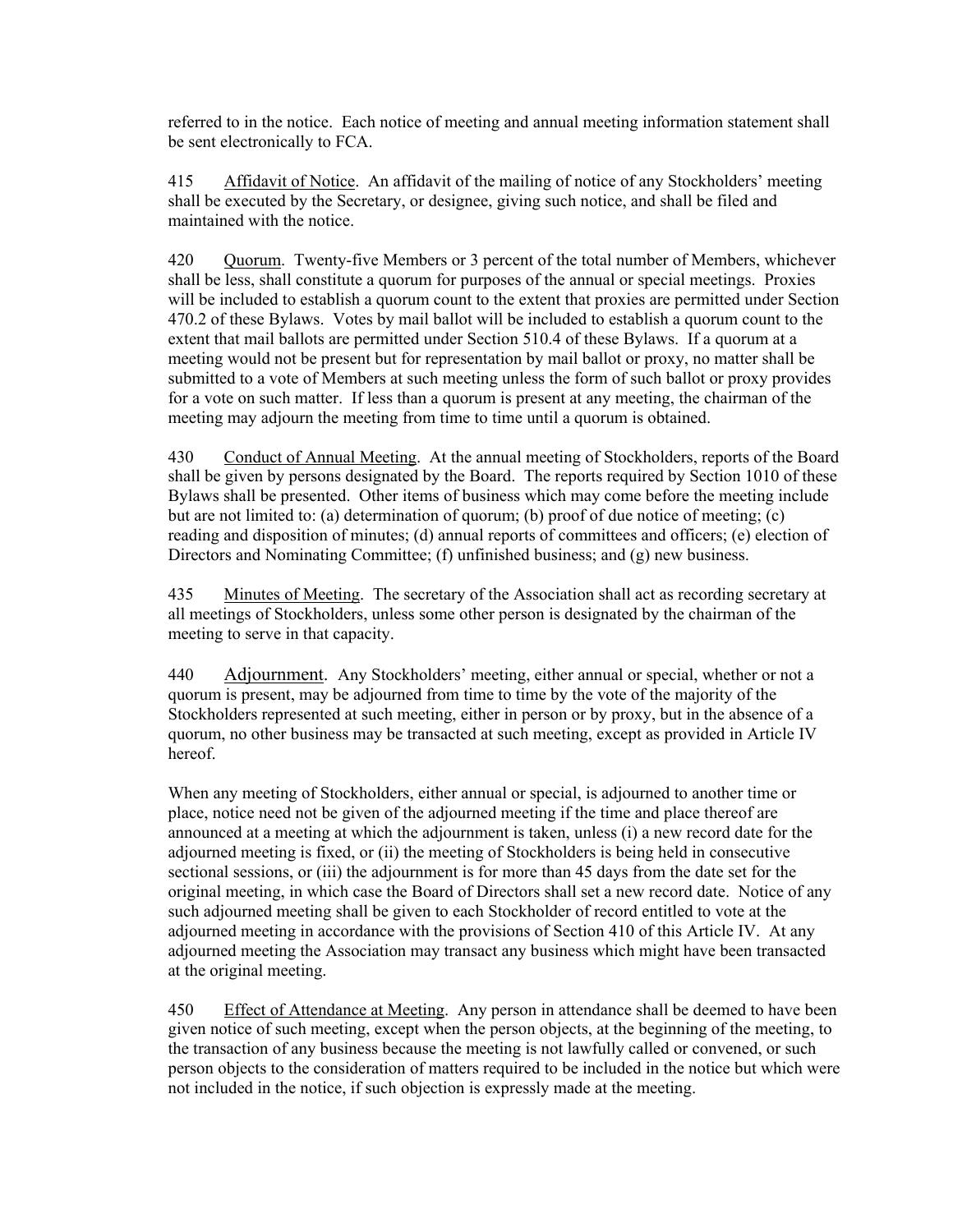referred to in the notice. Each notice of meeting and annual meeting information statement shall be sent electronically to FCA.

415 Affidavit of Notice. An affidavit of the mailing of notice of any Stockholders' meeting shall be executed by the Secretary, or designee, giving such notice, and shall be filed and maintained with the notice.

420 Quorum. Twenty-five Members or 3 percent of the total number of Members, whichever shall be less, shall constitute a quorum for purposes of the annual or special meetings. Proxies will be included to establish a quorum count to the extent that proxies are permitted under Section 470.2 of these Bylaws. Votes by mail ballot will be included to establish a quorum count to the extent that mail ballots are permitted under Section 510.4 of these Bylaws. If a quorum at a meeting would not be present but for representation by mail ballot or proxy, no matter shall be submitted to a vote of Members at such meeting unless the form of such ballot or proxy provides for a vote on such matter. If less than a quorum is present at any meeting, the chairman of the meeting may adjourn the meeting from time to time until a quorum is obtained.

430 Conduct of Annual Meeting. At the annual meeting of Stockholders, reports of the Board shall be given by persons designated by the Board. The reports required by Section 1010 of these Bylaws shall be presented. Other items of business which may come before the meeting include but are not limited to: (a) determination of quorum; (b) proof of due notice of meeting; (c) reading and disposition of minutes; (d) annual reports of committees and officers; (e) election of Directors and Nominating Committee; (f) unfinished business; and (g) new business.

435 Minutes of Meeting. The secretary of the Association shall act as recording secretary at all meetings of Stockholders, unless some other person is designated by the chairman of the meeting to serve in that capacity.

440 Adjournment. Any Stockholders' meeting, either annual or special, whether or not a quorum is present, may be adjourned from time to time by the vote of the majority of the Stockholders represented at such meeting, either in person or by proxy, but in the absence of a quorum, no other business may be transacted at such meeting, except as provided in Article IV hereof.

When any meeting of Stockholders, either annual or special, is adjourned to another time or place, notice need not be given of the adjourned meeting if the time and place thereof are announced at a meeting at which the adjournment is taken, unless (i) a new record date for the adjourned meeting is fixed, or (ii) the meeting of Stockholders is being held in consecutive sectional sessions, or (iii) the adjournment is for more than 45 days from the date set for the original meeting, in which case the Board of Directors shall set a new record date. Notice of any such adjourned meeting shall be given to each Stockholder of record entitled to vote at the adjourned meeting in accordance with the provisions of Section 410 of this Article IV. At any adjourned meeting the Association may transact any business which might have been transacted at the original meeting.

450 Effect of Attendance at Meeting. Any person in attendance shall be deemed to have been given notice of such meeting, except when the person objects, at the beginning of the meeting, to the transaction of any business because the meeting is not lawfully called or convened, or such person objects to the consideration of matters required to be included in the notice but which were not included in the notice, if such objection is expressly made at the meeting.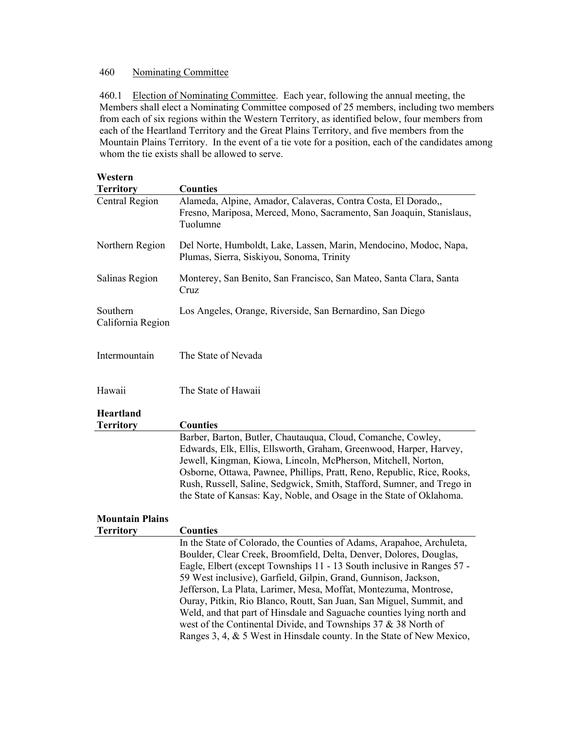460 Nominating Committee

460.1 Election of Nominating Committee. Each year, following the annual meeting, the Members shall elect a Nominating Committee composed of 25 members, including two members from each of six regions within the Western Territory, as identified below, four members from each of the Heartland Territory and the Great Plains Territory, and five members from the Mountain Plains Territory. In the event of a tie vote for a position, each of the candidates among whom the tie exists shall be allowed to serve.

| **Western Territory** | **Counties** |
|---|---|
| Central Region | Alameda, Alpine, Amador, Calaveras, Contra Costa, El Dorado,, Fresno, Mariposa, Merced, Mono, Sacramento, San Joaquin, Stanislaus, Tuolumne |
| Northern Region | Del Norte, Humboldt, Lake, Lassen, Marin, Mendocino, Modoc, Napa, Plumas, Sierra, Siskiyou, Sonoma, Trinity |
| Salinas Region | Monterey, San Benito, San Francisco, San Mateo, Santa Clara, Santa Cruz |
| Southern California Region | Los Angeles, Orange, Riverside, San Bernardino, San Diego |
| Intermountain | The State of Nevada |
| Hawaii | The State of Hawaii |

| **Heartland Territory** | **Counties** |
|---|---|
| | Barber, Barton, Butler, Chautauqua, Cloud, Comanche, Cowley, Edwards, Elk, Ellis, Ellsworth, Graham, Greenwood, Harper, Harvey, Jewell, Kingman, Kiowa, Lincoln, McPherson, Mitchell, Norton, Osborne, Ottawa, Pawnee, Phillips, Pratt, Reno, Republic, Rice, Rooks, Rush, Russell, Saline, Sedgwick, Smith, Stafford, Sumner, and Trego in the State of Kansas: Kay, Noble, and Osage in the State of Oklahoma. |

| **Mountain Plains Territory** | **Counties** |
|---|---|
| | In the State of Colorado, the Counties of Adams, Arapahoe, Archuleta, Boulder, Clear Creek, Broomfield, Delta, Denver, Dolores, Douglas, Eagle, Elbert (except Townships 11 - 13 South inclusive in Ranges 57 - 59 West inclusive), Garfield, Gilpin, Grand, Gunnison, Jackson, Jefferson, La Plata, Larimer, Mesa, Moffat, Montezuma, Montrose, Ouray, Pitkin, Rio Blanco, Routt, San Juan, San Miguel, Summit, and Weld, and that part of Hinsdale and Saguache counties lying north and west of the Continental Divide, and Townships 37 & 38 North of Ranges 3, 4, & 5 West in Hinsdale county. In the State of New Mexico, |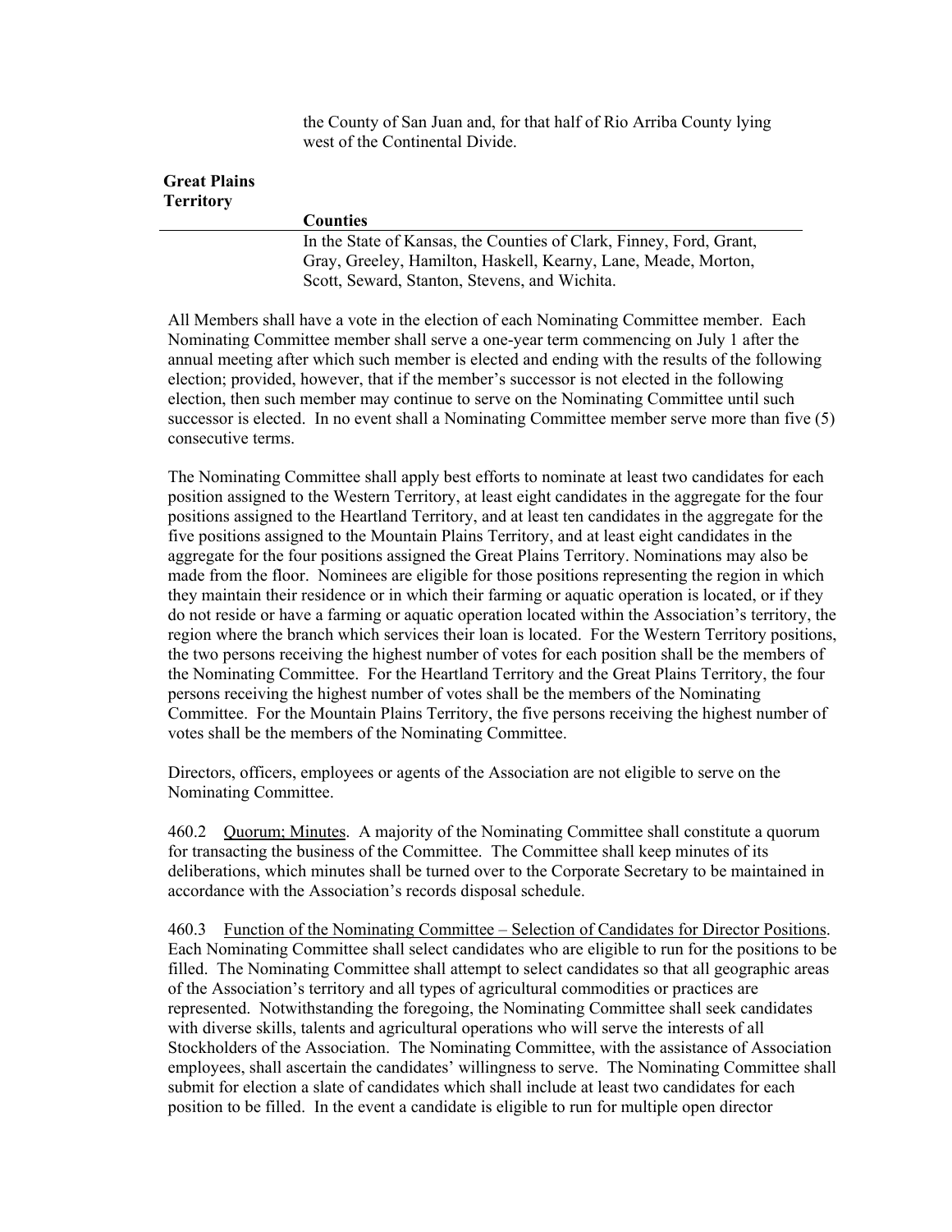the County of San Juan and, for that half of Rio Arriba County lying west of the Continental Divide.

| Great Plains Territory | Counties |
|---|---|
| | In the State of Kansas, the Counties of Clark, Finney, Ford, Grant, Gray, Greeley, Hamilton, Haskell, Kearny, Lane, Meade, Morton, Scott, Seward, Stanton, Stevens, and Wichita. |

All Members shall have a vote in the election of each Nominating Committee member. Each Nominating Committee member shall serve a one-year term commencing on July 1 after the annual meeting after which such member is elected and ending with the results of the following election; provided, however, that if the member's successor is not elected in the following election, then such member may continue to serve on the Nominating Committee until such successor is elected. In no event shall a Nominating Committee member serve more than five (5) consecutive terms.

The Nominating Committee shall apply best efforts to nominate at least two candidates for each position assigned to the Western Territory, at least eight candidates in the aggregate for the four positions assigned to the Heartland Territory, and at least ten candidates in the aggregate for the five positions assigned to the Mountain Plains Territory, and at least eight candidates in the aggregate for the four positions assigned the Great Plains Territory. Nominations may also be made from the floor. Nominees are eligible for those positions representing the region in which they maintain their residence or in which their farming or aquatic operation is located, or if they do not reside or have a farming or aquatic operation located within the Association's territory, the region where the branch which services their loan is located. For the Western Territory positions, the two persons receiving the highest number of votes for each position shall be the members of the Nominating Committee. For the Heartland Territory and the Great Plains Territory, the four persons receiving the highest number of votes shall be the members of the Nominating Committee. For the Mountain Plains Territory, the five persons receiving the highest number of votes shall be the members of the Nominating Committee.

Directors, officers, employees or agents of the Association are not eligible to serve on the Nominating Committee.

460.2 Quorum; Minutes. A majority of the Nominating Committee shall constitute a quorum for transacting the business of the Committee. The Committee shall keep minutes of its deliberations, which minutes shall be turned over to the Corporate Secretary to be maintained in accordance with the Association's records disposal schedule.

460.3 Function of the Nominating Committee – Selection of Candidates for Director Positions. Each Nominating Committee shall select candidates who are eligible to run for the positions to be filled. The Nominating Committee shall attempt to select candidates so that all geographic areas of the Association's territory and all types of agricultural commodities or practices are represented. Notwithstanding the foregoing, the Nominating Committee shall seek candidates with diverse skills, talents and agricultural operations who will serve the interests of all Stockholders of the Association. The Nominating Committee, with the assistance of Association employees, shall ascertain the candidates' willingness to serve. The Nominating Committee shall submit for election a slate of candidates which shall include at least two candidates for each position to be filled. In the event a candidate is eligible to run for multiple open director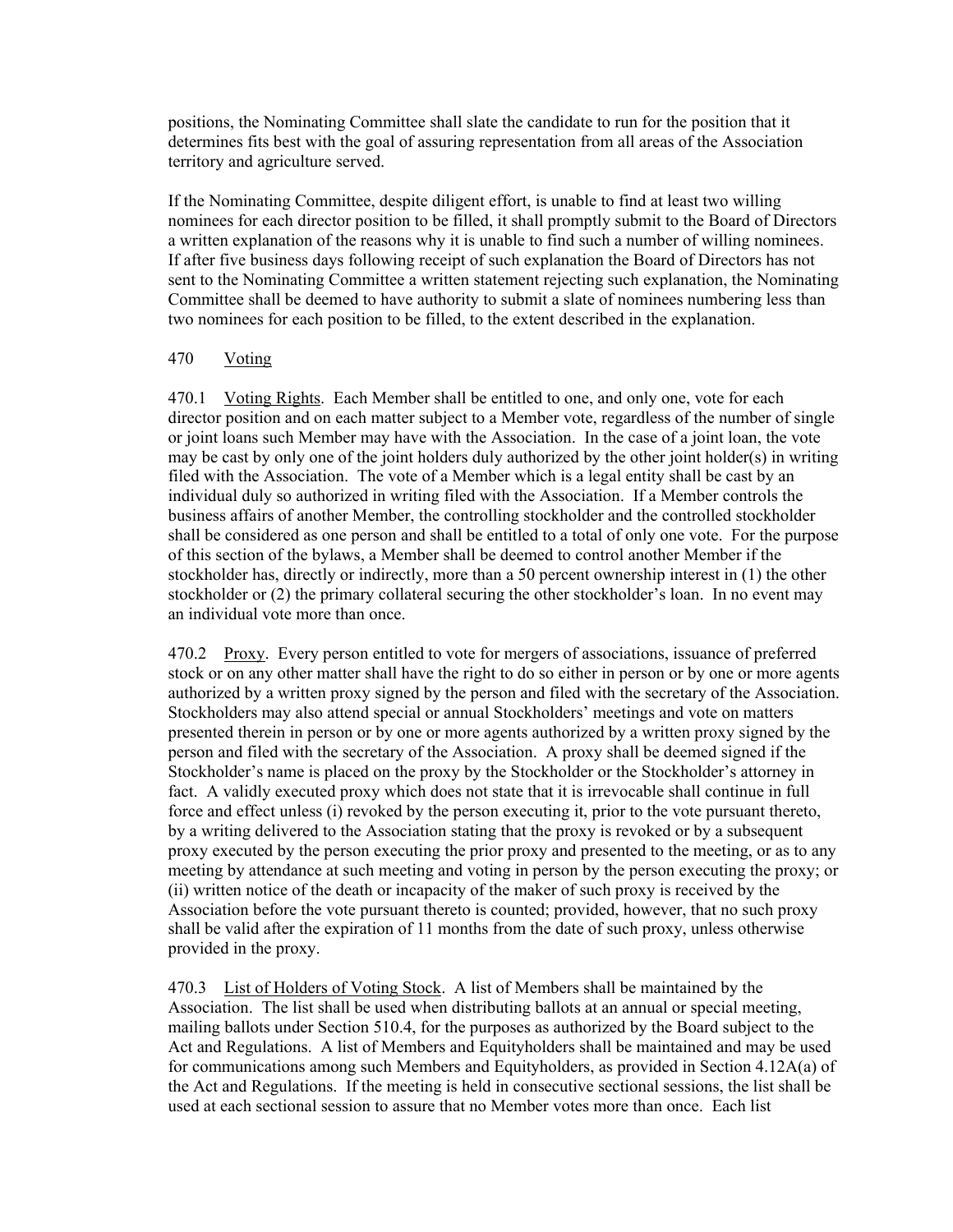positions, the Nominating Committee shall slate the candidate to run for the position that it determines fits best with the goal of assuring representation from all areas of the Association territory and agriculture served.

If the Nominating Committee, despite diligent effort, is unable to find at least two willing nominees for each director position to be filled, it shall promptly submit to the Board of Directors a written explanation of the reasons why it is unable to find such a number of willing nominees. If after five business days following receipt of such explanation the Board of Directors has not sent to the Nominating Committee a written statement rejecting such explanation, the Nominating Committee shall be deemed to have authority to submit a slate of nominees numbering less than two nominees for each position to be filled, to the extent described in the explanation.

470 Voting

470.1 Voting Rights. Each Member shall be entitled to one, and only one, vote for each director position and on each matter subject to a Member vote, regardless of the number of single or joint loans such Member may have with the Association. In the case of a joint loan, the vote may be cast by only one of the joint holders duly authorized by the other joint holder(s) in writing filed with the Association. The vote of a Member which is a legal entity shall be cast by an individual duly so authorized in writing filed with the Association. If a Member controls the business affairs of another Member, the controlling stockholder and the controlled stockholder shall be considered as one person and shall be entitled to a total of only one vote. For the purpose of this section of the bylaws, a Member shall be deemed to control another Member if the stockholder has, directly or indirectly, more than a 50 percent ownership interest in (1) the other stockholder or (2) the primary collateral securing the other stockholder's loan. In no event may an individual vote more than once.

470.2 Proxy. Every person entitled to vote for mergers of associations, issuance of preferred stock or on any other matter shall have the right to do so either in person or by one or more agents authorized by a written proxy signed by the person and filed with the secretary of the Association. Stockholders may also attend special or annual Stockholders' meetings and vote on matters presented therein in person or by one or more agents authorized by a written proxy signed by the person and filed with the secretary of the Association. A proxy shall be deemed signed if the Stockholder's name is placed on the proxy by the Stockholder or the Stockholder's attorney in fact. A validly executed proxy which does not state that it is irrevocable shall continue in full force and effect unless (i) revoked by the person executing it, prior to the vote pursuant thereto, by a writing delivered to the Association stating that the proxy is revoked or by a subsequent proxy executed by the person executing the prior proxy and presented to the meeting, or as to any meeting by attendance at such meeting and voting in person by the person executing the proxy; or (ii) written notice of the death or incapacity of the maker of such proxy is received by the Association before the vote pursuant thereto is counted; provided, however, that no such proxy shall be valid after the expiration of 11 months from the date of such proxy, unless otherwise provided in the proxy.

470.3 List of Holders of Voting Stock. A list of Members shall be maintained by the Association. The list shall be used when distributing ballots at an annual or special meeting, mailing ballots under Section 510.4, for the purposes as authorized by the Board subject to the Act and Regulations. A list of Members and Equityholders shall be maintained and may be used for communications among such Members and Equityholders, as provided in Section 4.12A(a) of the Act and Regulations. If the meeting is held in consecutive sectional sessions, the list shall be used at each sectional session to assure that no Member votes more than once. Each list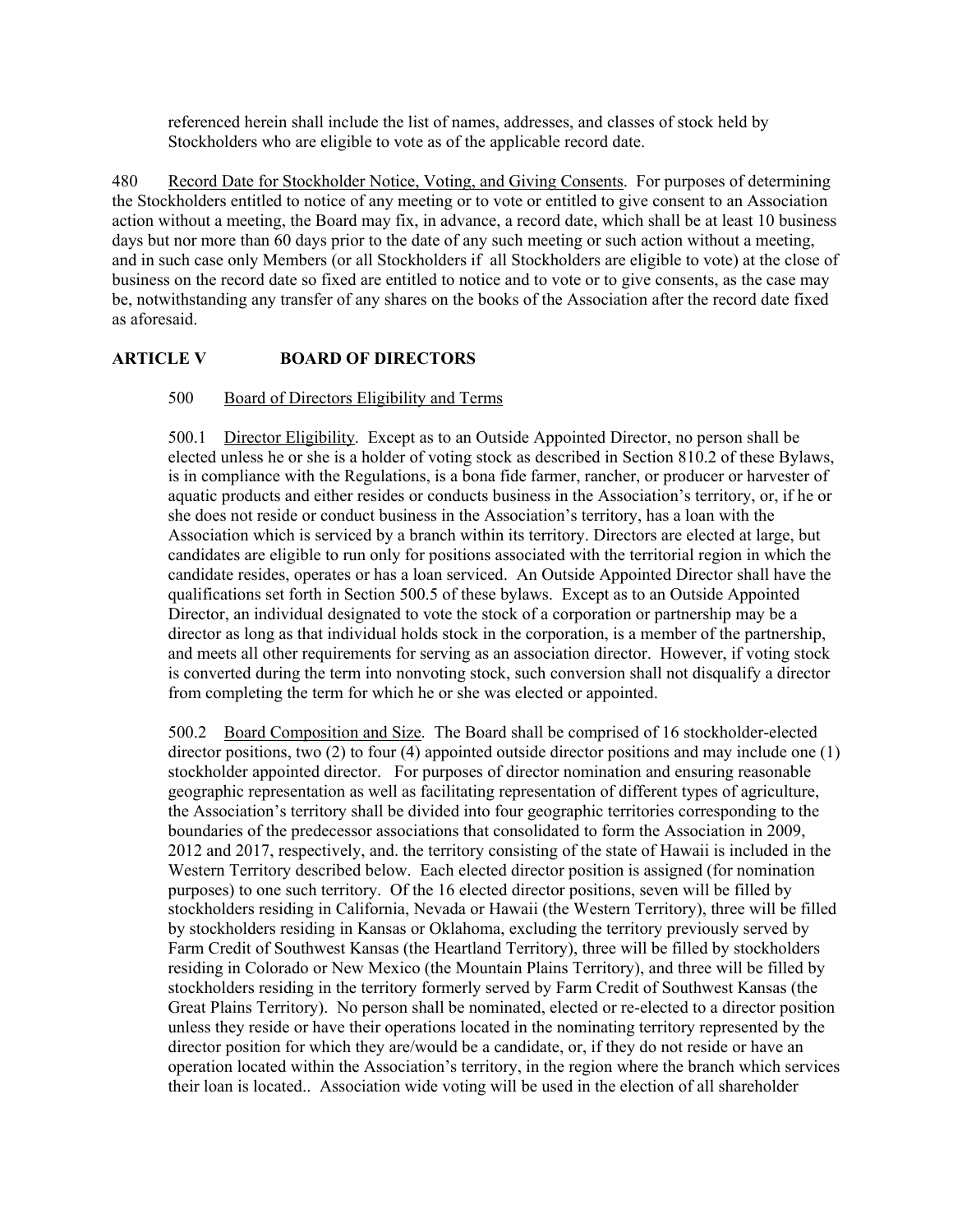referenced herein shall include the list of names, addresses, and classes of stock held by Stockholders who are eligible to vote as of the applicable record date.

480 Record Date for Stockholder Notice, Voting, and Giving Consents. For purposes of determining the Stockholders entitled to notice of any meeting or to vote or entitled to give consent to an Association action without a meeting, the Board may fix, in advance, a record date, which shall be at least 10 business days but nor more than 60 days prior to the date of any such meeting or such action without a meeting, and in such case only Members (or all Stockholders if all Stockholders are eligible to vote) at the close of business on the record date so fixed are entitled to notice and to vote or to give consents, as the case may be, notwithstanding any transfer of any shares on the books of the Association after the record date fixed as aforesaid.

## ARTICLE V BOARD OF DIRECTORS

500 Board of Directors Eligibility and Terms

500.1 Director Eligibility. Except as to an Outside Appointed Director, no person shall be elected unless he or she is a holder of voting stock as described in Section 810.2 of these Bylaws, is in compliance with the Regulations, is a bona fide farmer, rancher, or producer or harvester of aquatic products and either resides or conducts business in the Association's territory, or, if he or she does not reside or conduct business in the Association's territory, has a loan with the Association which is serviced by a branch within its territory. Directors are elected at large, but candidates are eligible to run only for positions associated with the territorial region in which the candidate resides, operates or has a loan serviced. An Outside Appointed Director shall have the qualifications set forth in Section 500.5 of these bylaws. Except as to an Outside Appointed Director, an individual designated to vote the stock of a corporation or partnership may be a director as long as that individual holds stock in the corporation, is a member of the partnership, and meets all other requirements for serving as an association director. However, if voting stock is converted during the term into nonvoting stock, such conversion shall not disqualify a director from completing the term for which he or she was elected or appointed.

500.2 Board Composition and Size. The Board shall be comprised of 16 stockholder-elected director positions, two (2) to four (4) appointed outside director positions and may include one (1) stockholder appointed director. For purposes of director nomination and ensuring reasonable geographic representation as well as facilitating representation of different types of agriculture, the Association's territory shall be divided into four geographic territories corresponding to the boundaries of the predecessor associations that consolidated to form the Association in 2009, 2012 and 2017, respectively, and. the territory consisting of the state of Hawaii is included in the Western Territory described below. Each elected director position is assigned (for nomination purposes) to one such territory. Of the 16 elected director positions, seven will be filled by stockholders residing in California, Nevada or Hawaii (the Western Territory), three will be filled by stockholders residing in Kansas or Oklahoma, excluding the territory previously served by Farm Credit of Southwest Kansas (the Heartland Territory), three will be filled by stockholders residing in Colorado or New Mexico (the Mountain Plains Territory), and three will be filled by stockholders residing in the territory formerly served by Farm Credit of Southwest Kansas (the Great Plains Territory). No person shall be nominated, elected or re-elected to a director position unless they reside or have their operations located in the nominating territory represented by the director position for which they are/would be a candidate, or, if they do not reside or have an operation located within the Association's territory, in the region where the branch which services their loan is located.. Association wide voting will be used in the election of all shareholder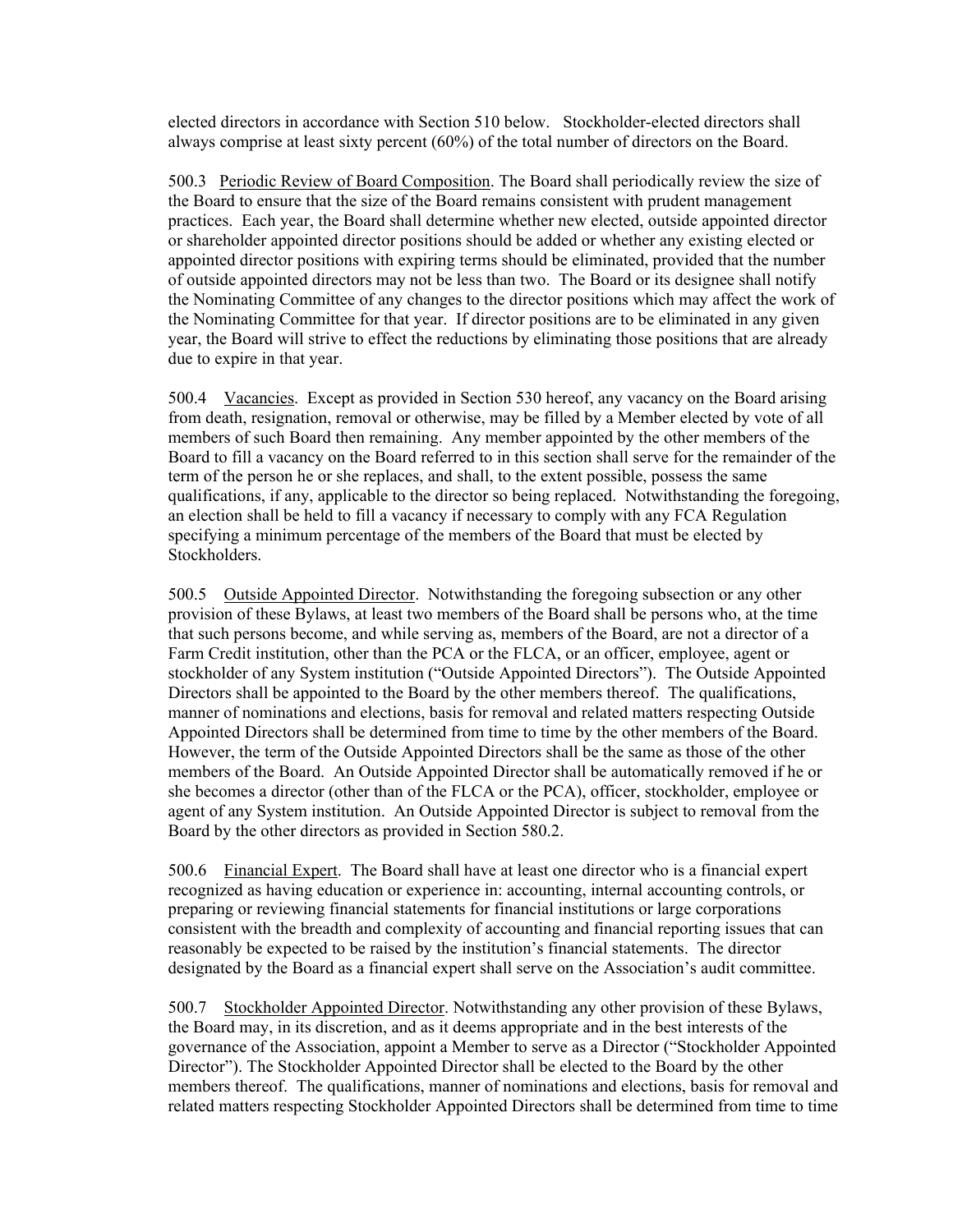elected directors in accordance with Section 510 below. Stockholder-elected directors shall always comprise at least sixty percent (60%) of the total number of directors on the Board.

500.3 <u>Periodic Review of Board Composition</u>. The Board shall periodically review the size of the Board to ensure that the size of the Board remains consistent with prudent management practices. Each year, the Board shall determine whether new elected, outside appointed director or shareholder appointed director positions should be added or whether any existing elected or appointed director positions with expiring terms should be eliminated, provided that the number of outside appointed directors may not be less than two. The Board or its designee shall notify the Nominating Committee of any changes to the director positions which may affect the work of the Nominating Committee for that year. If director positions are to be eliminated in any given year, the Board will strive to effect the reductions by eliminating those positions that are already due to expire in that year.

500.4 <u>Vacancies</u>. Except as provided in Section 530 hereof, any vacancy on the Board arising from death, resignation, removal or otherwise, may be filled by a Member elected by vote of all members of such Board then remaining. Any member appointed by the other members of the Board to fill a vacancy on the Board referred to in this section shall serve for the remainder of the term of the person he or she replaces, and shall, to the extent possible, possess the same qualifications, if any, applicable to the director so being replaced. Notwithstanding the foregoing, an election shall be held to fill a vacancy if necessary to comply with any FCA Regulation specifying a minimum percentage of the members of the Board that must be elected by Stockholders.

500.5 <u>Outside Appointed Director</u>. Notwithstanding the foregoing subsection or any other provision of these Bylaws, at least two members of the Board shall be persons who, at the time that such persons become, and while serving as, members of the Board, are not a director of a Farm Credit institution, other than the PCA or the FLCA, or an officer, employee, agent or stockholder of any System institution ("Outside Appointed Directors"). The Outside Appointed Directors shall be appointed to the Board by the other members thereof. The qualifications, manner of nominations and elections, basis for removal and related matters respecting Outside Appointed Directors shall be determined from time to time by the other members of the Board. However, the term of the Outside Appointed Directors shall be the same as those of the other members of the Board. An Outside Appointed Director shall be automatically removed if he or she becomes a director (other than of the FLCA or the PCA), officer, stockholder, employee or agent of any System institution. An Outside Appointed Director is subject to removal from the Board by the other directors as provided in Section 580.2.

500.6 <u>Financial Expert</u>. The Board shall have at least one director who is a financial expert recognized as having education or experience in: accounting, internal accounting controls, or preparing or reviewing financial statements for financial institutions or large corporations consistent with the breadth and complexity of accounting and financial reporting issues that can reasonably be expected to be raised by the institution's financial statements. The director designated by the Board as a financial expert shall serve on the Association's audit committee.

500.7 <u>Stockholder Appointed Director</u>. Notwithstanding any other provision of these Bylaws, the Board may, in its discretion, and as it deems appropriate and in the best interests of the governance of the Association, appoint a Member to serve as a Director ("Stockholder Appointed Director"). The Stockholder Appointed Director shall be elected to the Board by the other members thereof. The qualifications, manner of nominations and elections, basis for removal and related matters respecting Stockholder Appointed Directors shall be determined from time to time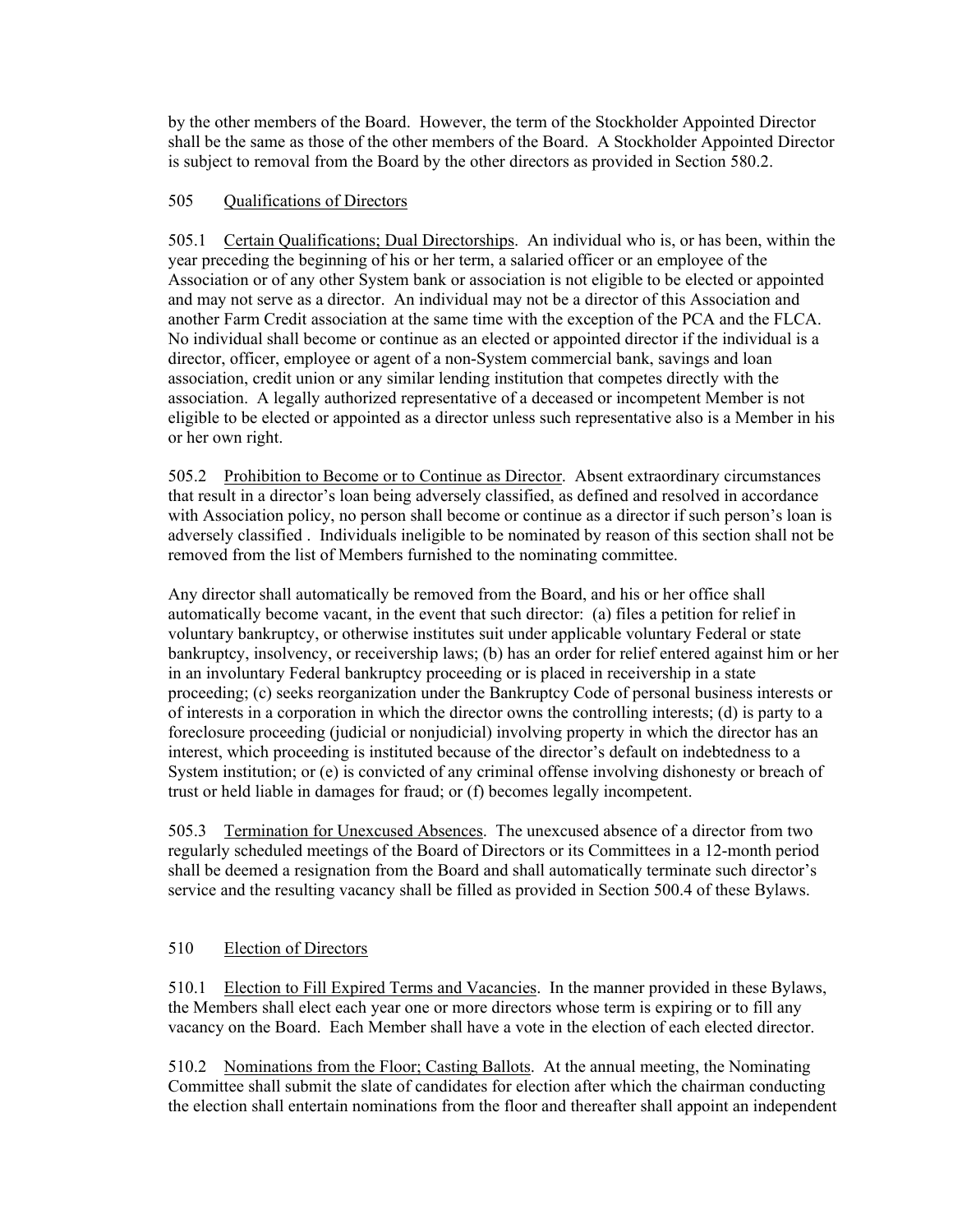by the other members of the Board. However, the term of the Stockholder Appointed Director shall be the same as those of the other members of the Board. A Stockholder Appointed Director is subject to removal from the Board by the other directors as provided in Section 580.2.

## 505 Qualifications of Directors

505.1 Certain Qualifications; Dual Directorships. An individual who is, or has been, within the year preceding the beginning of his or her term, a salaried officer or an employee of the Association or of any other System bank or association is not eligible to be elected or appointed and may not serve as a director. An individual may not be a director of this Association and another Farm Credit association at the same time with the exception of the PCA and the FLCA. No individual shall become or continue as an elected or appointed director if the individual is a director, officer, employee or agent of a non-System commercial bank, savings and loan association, credit union or any similar lending institution that competes directly with the association. A legally authorized representative of a deceased or incompetent Member is not eligible to be elected or appointed as a director unless such representative also is a Member in his or her own right.

505.2 Prohibition to Become or to Continue as Director. Absent extraordinary circumstances that result in a director's loan being adversely classified, as defined and resolved in accordance with Association policy, no person shall become or continue as a director if such person's loan is adversely classified . Individuals ineligible to be nominated by reason of this section shall not be removed from the list of Members furnished to the nominating committee.

Any director shall automatically be removed from the Board, and his or her office shall automatically become vacant, in the event that such director: (a) files a petition for relief in voluntary bankruptcy, or otherwise institutes suit under applicable voluntary Federal or state bankruptcy, insolvency, or receivership laws; (b) has an order for relief entered against him or her in an involuntary Federal bankruptcy proceeding or is placed in receivership in a state proceeding; (c) seeks reorganization under the Bankruptcy Code of personal business interests or of interests in a corporation in which the director owns the controlling interests; (d) is party to a foreclosure proceeding (judicial or nonjudicial) involving property in which the director has an interest, which proceeding is instituted because of the director's default on indebtedness to a System institution; or (e) is convicted of any criminal offense involving dishonesty or breach of trust or held liable in damages for fraud; or (f) becomes legally incompetent.

505.3 Termination for Unexcused Absences. The unexcused absence of a director from two regularly scheduled meetings of the Board of Directors or its Committees in a 12-month period shall be deemed a resignation from the Board and shall automatically terminate such director's service and the resulting vacancy shall be filled as provided in Section 500.4 of these Bylaws.

## 510 Election of Directors

510.1 Election to Fill Expired Terms and Vacancies. In the manner provided in these Bylaws, the Members shall elect each year one or more directors whose term is expiring or to fill any vacancy on the Board. Each Member shall have a vote in the election of each elected director.

510.2 Nominations from the Floor; Casting Ballots. At the annual meeting, the Nominating Committee shall submit the slate of candidates for election after which the chairman conducting the election shall entertain nominations from the floor and thereafter shall appoint an independent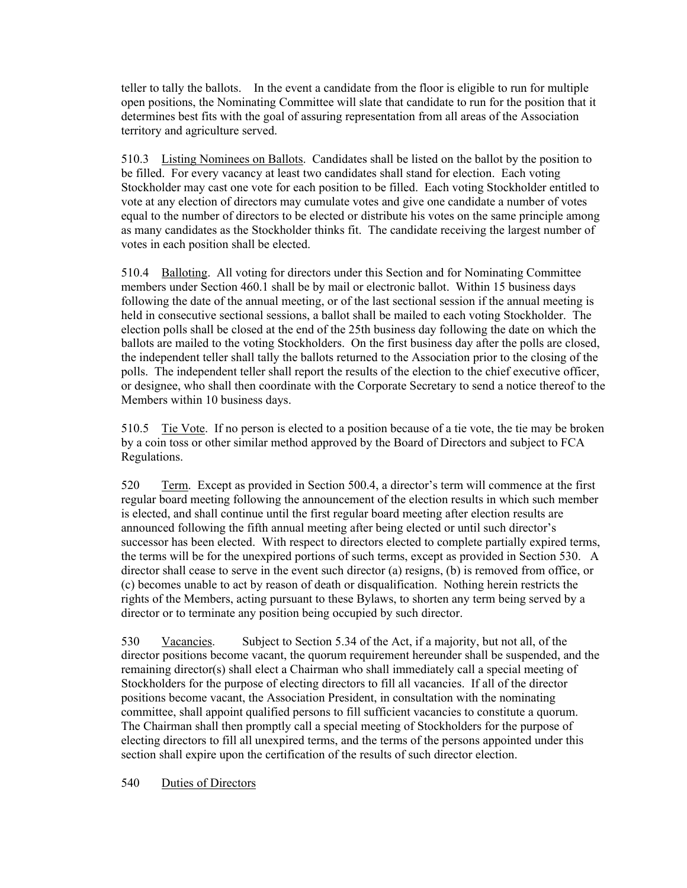teller to tally the ballots. In the event a candidate from the floor is eligible to run for multiple open positions, the Nominating Committee will slate that candidate to run for the position that it determines best fits with the goal of assuring representation from all areas of the Association territory and agriculture served.

510.3 Listing Nominees on Ballots. Candidates shall be listed on the ballot by the position to be filled. For every vacancy at least two candidates shall stand for election. Each voting Stockholder may cast one vote for each position to be filled. Each voting Stockholder entitled to vote at any election of directors may cumulate votes and give one candidate a number of votes equal to the number of directors to be elected or distribute his votes on the same principle among as many candidates as the Stockholder thinks fit. The candidate receiving the largest number of votes in each position shall be elected.

510.4 Balloting. All voting for directors under this Section and for Nominating Committee members under Section 460.1 shall be by mail or electronic ballot. Within 15 business days following the date of the annual meeting, or of the last sectional session if the annual meeting is held in consecutive sectional sessions, a ballot shall be mailed to each voting Stockholder. The election polls shall be closed at the end of the 25th business day following the date on which the ballots are mailed to the voting Stockholders. On the first business day after the polls are closed, the independent teller shall tally the ballots returned to the Association prior to the closing of the polls. The independent teller shall report the results of the election to the chief executive officer, or designee, who shall then coordinate with the Corporate Secretary to send a notice thereof to the Members within 10 business days.

510.5 Tie Vote. If no person is elected to a position because of a tie vote, the tie may be broken by a coin toss or other similar method approved by the Board of Directors and subject to FCA Regulations.

520 Term. Except as provided in Section 500.4, a director's term will commence at the first regular board meeting following the announcement of the election results in which such member is elected, and shall continue until the first regular board meeting after election results are announced following the fifth annual meeting after being elected or until such director's successor has been elected. With respect to directors elected to complete partially expired terms, the terms will be for the unexpired portions of such terms, except as provided in Section 530. A director shall cease to serve in the event such director (a) resigns, (b) is removed from office, or (c) becomes unable to act by reason of death or disqualification. Nothing herein restricts the rights of the Members, acting pursuant to these Bylaws, to shorten any term being served by a director or to terminate any position being occupied by such director.

530 Vacancies. Subject to Section 5.34 of the Act, if a majority, but not all, of the director positions become vacant, the quorum requirement hereunder shall be suspended, and the remaining director(s) shall elect a Chairman who shall immediately call a special meeting of Stockholders for the purpose of electing directors to fill all vacancies. If all of the director positions become vacant, the Association President, in consultation with the nominating committee, shall appoint qualified persons to fill sufficient vacancies to constitute a quorum. The Chairman shall then promptly call a special meeting of Stockholders for the purpose of electing directors to fill all unexpired terms, and the terms of the persons appointed under this section shall expire upon the certification of the results of such director election.

540 Duties of Directors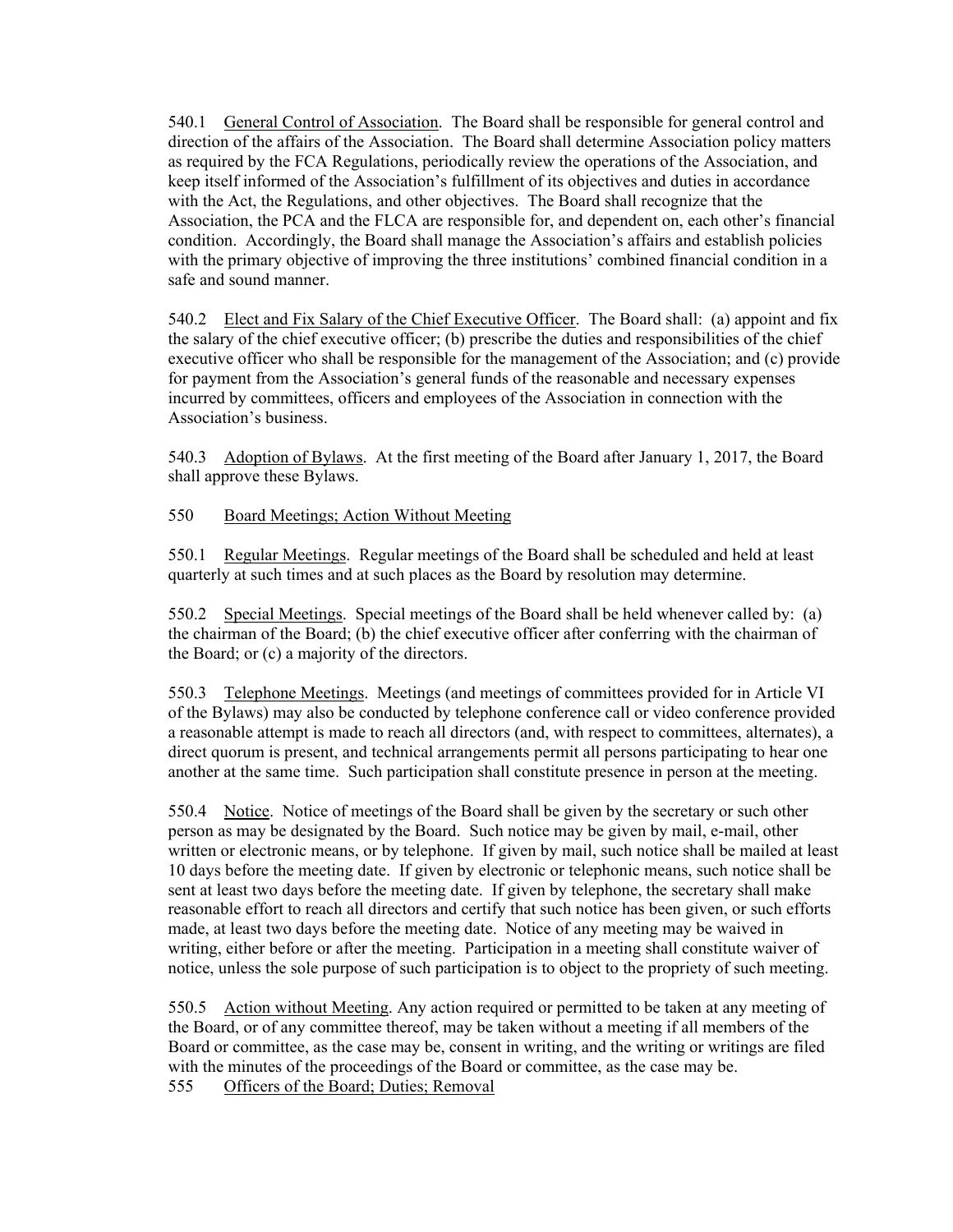540.1 General Control of Association. The Board shall be responsible for general control and direction of the affairs of the Association. The Board shall determine Association policy matters as required by the FCA Regulations, periodically review the operations of the Association, and keep itself informed of the Association's fulfillment of its objectives and duties in accordance with the Act, the Regulations, and other objectives. The Board shall recognize that the Association, the PCA and the FLCA are responsible for, and dependent on, each other's financial condition. Accordingly, the Board shall manage the Association's affairs and establish policies with the primary objective of improving the three institutions' combined financial condition in a safe and sound manner.

540.2 Elect and Fix Salary of the Chief Executive Officer. The Board shall: (a) appoint and fix the salary of the chief executive officer; (b) prescribe the duties and responsibilities of the chief executive officer who shall be responsible for the management of the Association; and (c) provide for payment from the Association's general funds of the reasonable and necessary expenses incurred by committees, officers and employees of the Association in connection with the Association's business.

540.3 Adoption of Bylaws. At the first meeting of the Board after January 1, 2017, the Board shall approve these Bylaws.

550 Board Meetings; Action Without Meeting

550.1 Regular Meetings. Regular meetings of the Board shall be scheduled and held at least quarterly at such times and at such places as the Board by resolution may determine.

550.2 Special Meetings. Special meetings of the Board shall be held whenever called by: (a) the chairman of the Board; (b) the chief executive officer after conferring with the chairman of the Board; or (c) a majority of the directors.

550.3 Telephone Meetings. Meetings (and meetings of committees provided for in Article VI of the Bylaws) may also be conducted by telephone conference call or video conference provided a reasonable attempt is made to reach all directors (and, with respect to committees, alternates), a direct quorum is present, and technical arrangements permit all persons participating to hear one another at the same time. Such participation shall constitute presence in person at the meeting.

550.4 Notice. Notice of meetings of the Board shall be given by the secretary or such other person as may be designated by the Board. Such notice may be given by mail, e-mail, other written or electronic means, or by telephone. If given by mail, such notice shall be mailed at least 10 days before the meeting date. If given by electronic or telephonic means, such notice shall be sent at least two days before the meeting date. If given by telephone, the secretary shall make reasonable effort to reach all directors and certify that such notice has been given, or such efforts made, at least two days before the meeting date. Notice of any meeting may be waived in writing, either before or after the meeting. Participation in a meeting shall constitute waiver of notice, unless the sole purpose of such participation is to object to the propriety of such meeting.

550.5 Action without Meeting. Any action required or permitted to be taken at any meeting of the Board, or of any committee thereof, may be taken without a meeting if all members of the Board or committee, as the case may be, consent in writing, and the writing or writings are filed with the minutes of the proceedings of the Board or committee, as the case may be.

555 Officers of the Board; Duties; Removal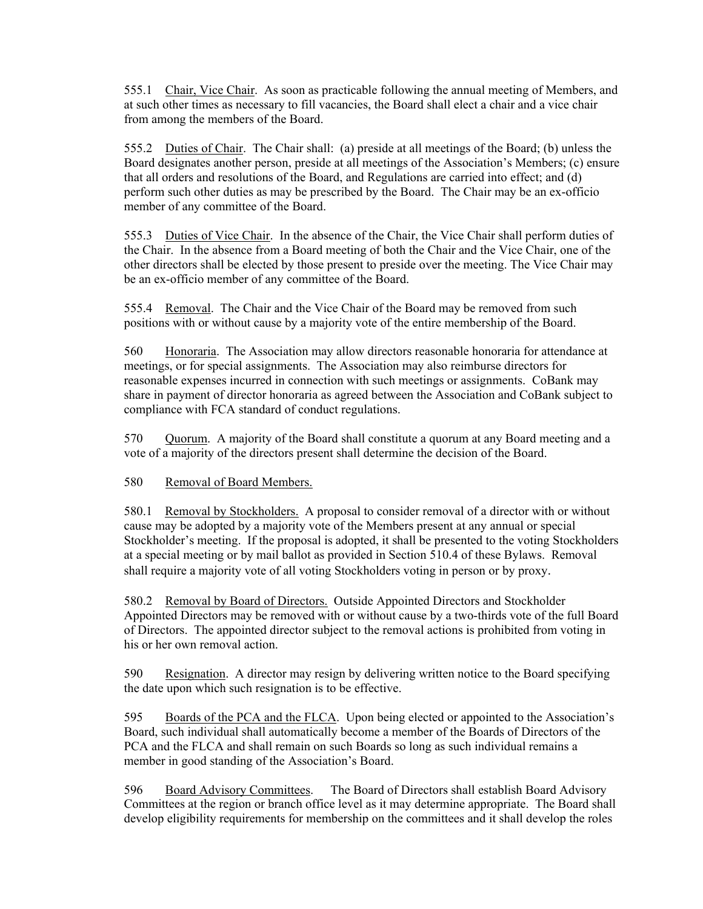555.1 Chair, Vice Chair. As soon as practicable following the annual meeting of Members, and at such other times as necessary to fill vacancies, the Board shall elect a chair and a vice chair from among the members of the Board.

555.2 Duties of Chair. The Chair shall: (a) preside at all meetings of the Board; (b) unless the Board designates another person, preside at all meetings of the Association's Members; (c) ensure that all orders and resolutions of the Board, and Regulations are carried into effect; and (d) perform such other duties as may be prescribed by the Board. The Chair may be an ex-officio member of any committee of the Board.

555.3 Duties of Vice Chair. In the absence of the Chair, the Vice Chair shall perform duties of the Chair. In the absence from a Board meeting of both the Chair and the Vice Chair, one of the other directors shall be elected by those present to preside over the meeting. The Vice Chair may be an ex-officio member of any committee of the Board.

555.4 Removal. The Chair and the Vice Chair of the Board may be removed from such positions with or without cause by a majority vote of the entire membership of the Board.

560 Honoraria. The Association may allow directors reasonable honoraria for attendance at meetings, or for special assignments. The Association may also reimburse directors for reasonable expenses incurred in connection with such meetings or assignments. CoBank may share in payment of director honoraria as agreed between the Association and CoBank subject to compliance with FCA standard of conduct regulations.

570 Quorum. A majority of the Board shall constitute a quorum at any Board meeting and a vote of a majority of the directors present shall determine the decision of the Board.

580 Removal of Board Members.

580.1 Removal by Stockholders. A proposal to consider removal of a director with or without cause may be adopted by a majority vote of the Members present at any annual or special Stockholder's meeting. If the proposal is adopted, it shall be presented to the voting Stockholders at a special meeting or by mail ballot as provided in Section 510.4 of these Bylaws. Removal shall require a majority vote of all voting Stockholders voting in person or by proxy.

580.2 Removal by Board of Directors. Outside Appointed Directors and Stockholder Appointed Directors may be removed with or without cause by a two-thirds vote of the full Board of Directors. The appointed director subject to the removal actions is prohibited from voting in his or her own removal action.

590 Resignation. A director may resign by delivering written notice to the Board specifying the date upon which such resignation is to be effective.

595 Boards of the PCA and the FLCA. Upon being elected or appointed to the Association's Board, such individual shall automatically become a member of the Boards of Directors of the PCA and the FLCA and shall remain on such Boards so long as such individual remains a member in good standing of the Association's Board.

596 Board Advisory Committees. The Board of Directors shall establish Board Advisory Committees at the region or branch office level as it may determine appropriate. The Board shall develop eligibility requirements for membership on the committees and it shall develop the roles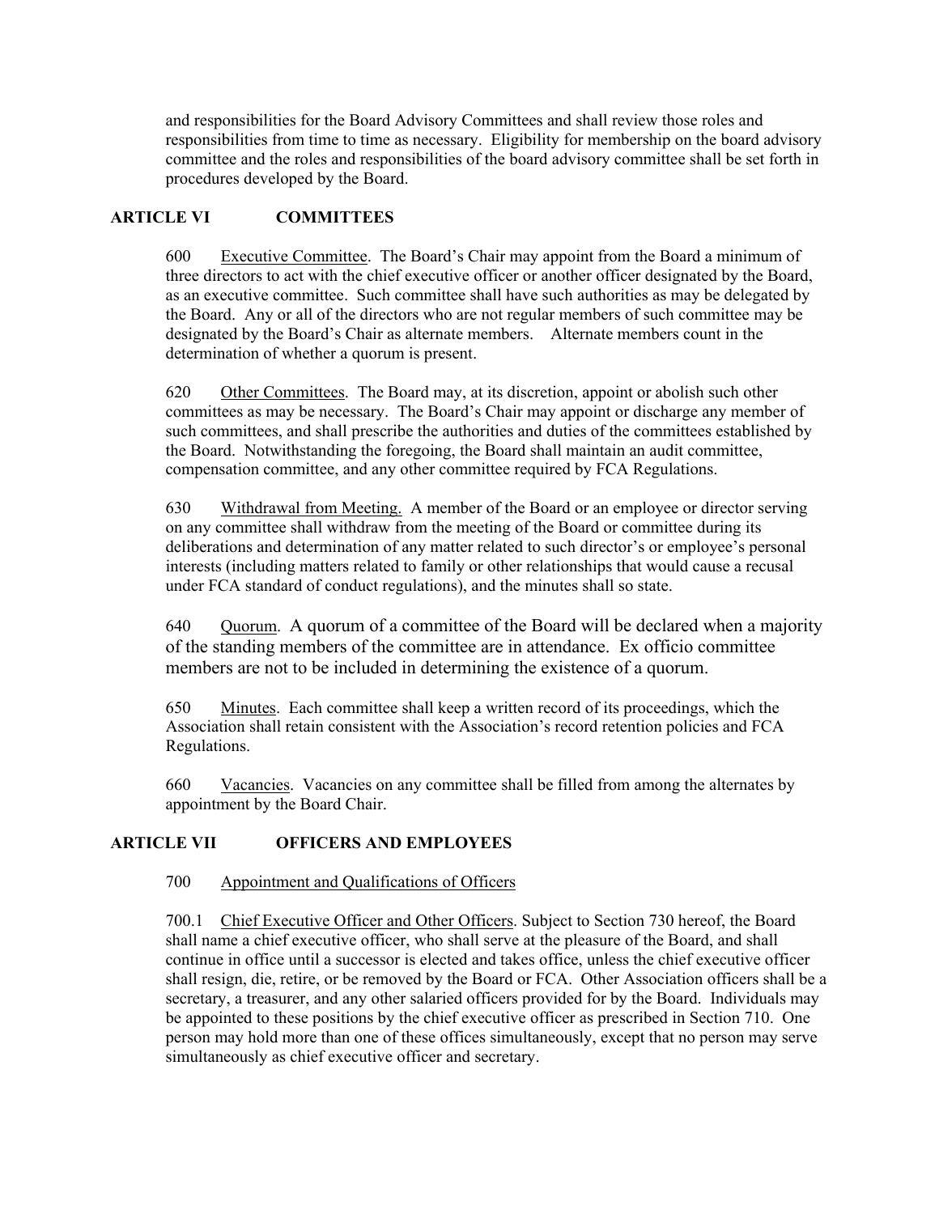and responsibilities for the Board Advisory Committees and shall review those roles and responsibilities from time to time as necessary. Eligibility for membership on the board advisory committee and the roles and responsibilities of the board advisory committee shall be set forth in procedures developed by the Board.

## ARTICLE VI COMMITTEES

600 Executive Committee. The Board's Chair may appoint from the Board a minimum of three directors to act with the chief executive officer or another officer designated by the Board, as an executive committee. Such committee shall have such authorities as may be delegated by the Board. Any or all of the directors who are not regular members of such committee may be designated by the Board's Chair as alternate members. Alternate members count in the determination of whether a quorum is present.

620 Other Committees. The Board may, at its discretion, appoint or abolish such other committees as may be necessary. The Board's Chair may appoint or discharge any member of such committees, and shall prescribe the authorities and duties of the committees established by the Board. Notwithstanding the foregoing, the Board shall maintain an audit committee, compensation committee, and any other committee required by FCA Regulations.

630 Withdrawal from Meeting. A member of the Board or an employee or director serving on any committee shall withdraw from the meeting of the Board or committee during its deliberations and determination of any matter related to such director's or employee's personal interests (including matters related to family or other relationships that would cause a recusal under FCA standard of conduct regulations), and the minutes shall so state.

640 Quorum. A quorum of a committee of the Board will be declared when a majority of the standing members of the committee are in attendance. Ex officio committee members are not to be included in determining the existence of a quorum.

650 Minutes. Each committee shall keep a written record of its proceedings, which the Association shall retain consistent with the Association's record retention policies and FCA Regulations.

660 Vacancies. Vacancies on any committee shall be filled from among the alternates by appointment by the Board Chair.

## ARTICLE VII OFFICERS AND EMPLOYEES

700 Appointment and Qualifications of Officers

700.1 Chief Executive Officer and Other Officers. Subject to Section 730 hereof, the Board shall name a chief executive officer, who shall serve at the pleasure of the Board, and shall continue in office until a successor is elected and takes office, unless the chief executive officer shall resign, die, retire, or be removed by the Board or FCA. Other Association officers shall be a secretary, a treasurer, and any other salaried officers provided for by the Board. Individuals may be appointed to these positions by the chief executive officer as prescribed in Section 710. One person may hold more than one of these offices simultaneously, except that no person may serve simultaneously as chief executive officer and secretary.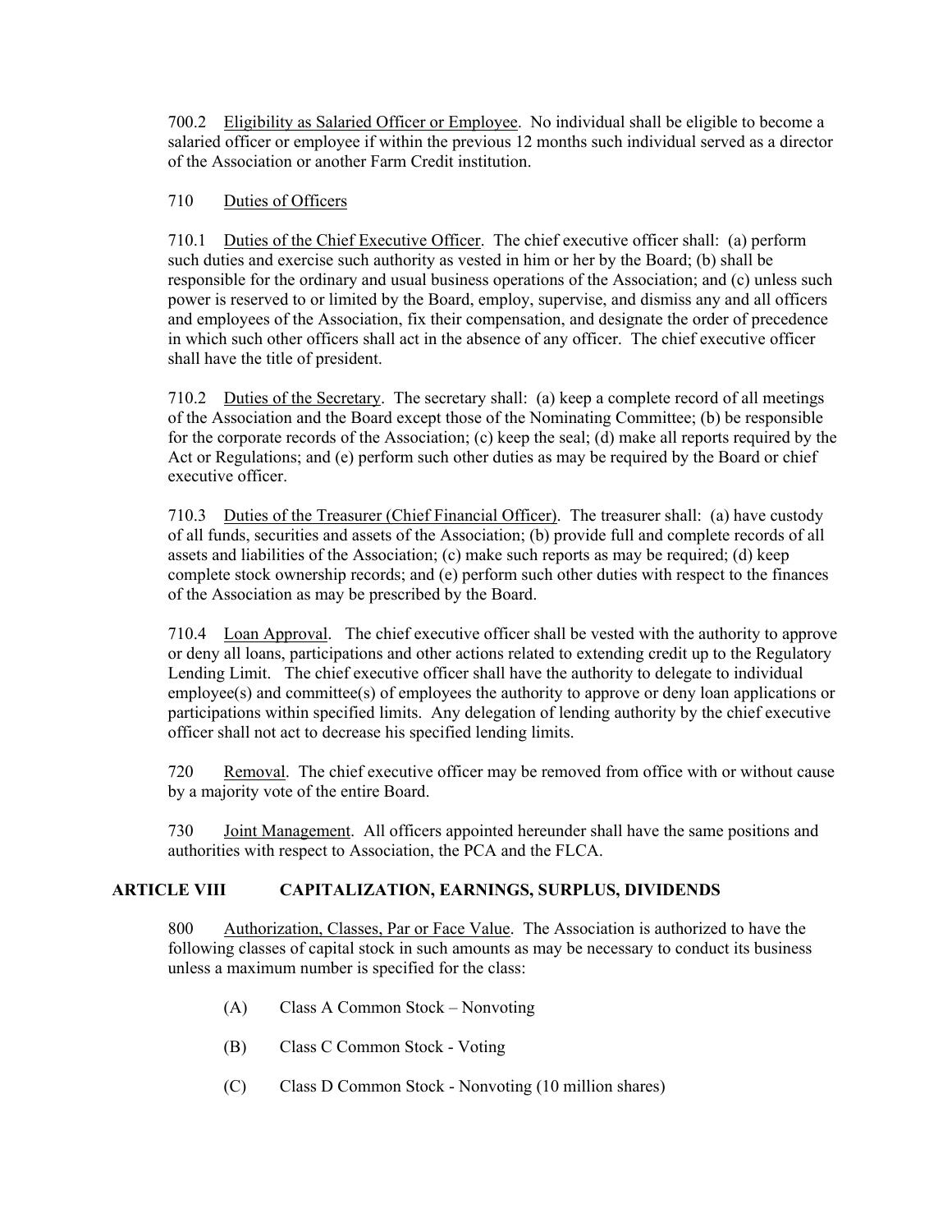700.2 Eligibility as Salaried Officer or Employee. No individual shall be eligible to become a salaried officer or employee if within the previous 12 months such individual served as a director of the Association or another Farm Credit institution.

710 Duties of Officers

710.1 Duties of the Chief Executive Officer. The chief executive officer shall: (a) perform such duties and exercise such authority as vested in him or her by the Board; (b) shall be responsible for the ordinary and usual business operations of the Association; and (c) unless such power is reserved to or limited by the Board, employ, supervise, and dismiss any and all officers and employees of the Association, fix their compensation, and designate the order of precedence in which such other officers shall act in the absence of any officer. The chief executive officer shall have the title of president.

710.2 Duties of the Secretary. The secretary shall: (a) keep a complete record of all meetings of the Association and the Board except those of the Nominating Committee; (b) be responsible for the corporate records of the Association; (c) keep the seal; (d) make all reports required by the Act or Regulations; and (e) perform such other duties as may be required by the Board or chief executive officer.

710.3 Duties of the Treasurer (Chief Financial Officer). The treasurer shall: (a) have custody of all funds, securities and assets of the Association; (b) provide full and complete records of all assets and liabilities of the Association; (c) make such reports as may be required; (d) keep complete stock ownership records; and (e) perform such other duties with respect to the finances of the Association as may be prescribed by the Board.

710.4 Loan Approval. The chief executive officer shall be vested with the authority to approve or deny all loans, participations and other actions related to extending credit up to the Regulatory Lending Limit. The chief executive officer shall have the authority to delegate to individual employee(s) and committee(s) of employees the authority to approve or deny loan applications or participations within specified limits. Any delegation of lending authority by the chief executive officer shall not act to decrease his specified lending limits.

720 Removal. The chief executive officer may be removed from office with or without cause by a majority vote of the entire Board.

730 Joint Management. All officers appointed hereunder shall have the same positions and authorities with respect to Association, the PCA and the FLCA.

## ARTICLE VIII CAPITALIZATION, EARNINGS, SURPLUS, DIVIDENDS

800 Authorization, Classes, Par or Face Value. The Association is authorized to have the following classes of capital stock in such amounts as may be necessary to conduct its business unless a maximum number is specified for the class:

(A) Class A Common Stock – Nonvoting

(B) Class C Common Stock - Voting

(C) Class D Common Stock - Nonvoting (10 million shares)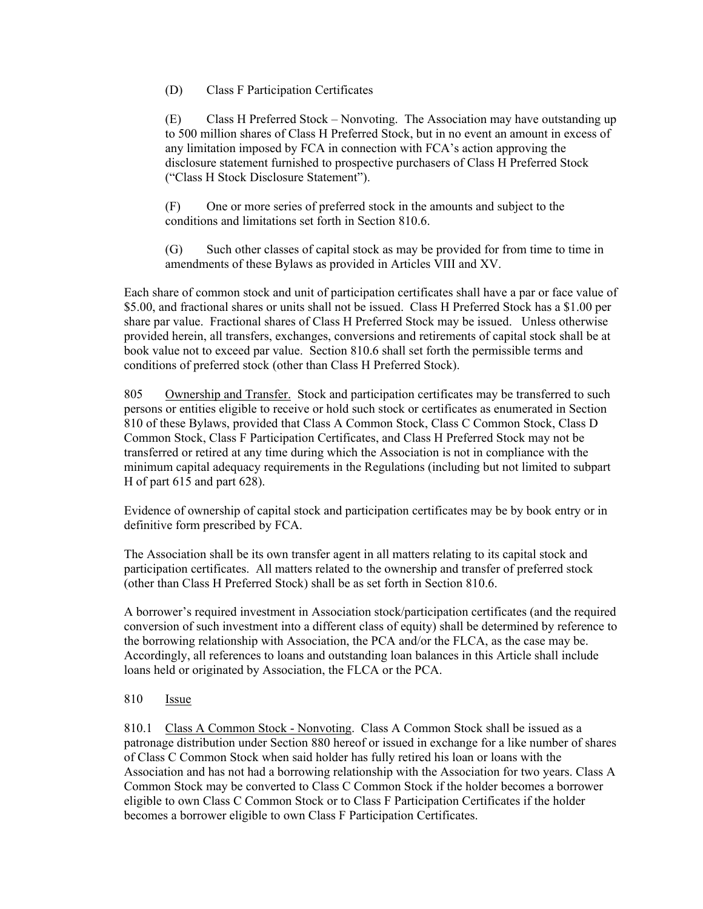(D) Class F Participation Certificates

(E) Class H Preferred Stock – Nonvoting. The Association may have outstanding up to 500 million shares of Class H Preferred Stock, but in no event an amount in excess of any limitation imposed by FCA in connection with FCA's action approving the disclosure statement furnished to prospective purchasers of Class H Preferred Stock ("Class H Stock Disclosure Statement").

(F) One or more series of preferred stock in the amounts and subject to the conditions and limitations set forth in Section 810.6.

(G) Such other classes of capital stock as may be provided for from time to time in amendments of these Bylaws as provided in Articles VIII and XV.

Each share of common stock and unit of participation certificates shall have a par or face value of \$5.00, and fractional shares or units shall not be issued. Class H Preferred Stock has a \$1.00 per share par value. Fractional shares of Class H Preferred Stock may be issued. Unless otherwise provided herein, all transfers, exchanges, conversions and retirements of capital stock shall be at book value not to exceed par value. Section 810.6 shall set forth the permissible terms and conditions of preferred stock (other than Class H Preferred Stock).

805 <u>Ownership and Transfer.</u> Stock and participation certificates may be transferred to such persons or entities eligible to receive or hold such stock or certificates as enumerated in Section 810 of these Bylaws, provided that Class A Common Stock, Class C Common Stock, Class D Common Stock, Class F Participation Certificates, and Class H Preferred Stock may not be transferred or retired at any time during which the Association is not in compliance with the minimum capital adequacy requirements in the Regulations (including but not limited to subpart H of part 615 and part 628).

Evidence of ownership of capital stock and participation certificates may be by book entry or in definitive form prescribed by FCA.

The Association shall be its own transfer agent in all matters relating to its capital stock and participation certificates. All matters related to the ownership and transfer of preferred stock (other than Class H Preferred Stock) shall be as set forth in Section 810.6.

A borrower's required investment in Association stock/participation certificates (and the required conversion of such investment into a different class of equity) shall be determined by reference to the borrowing relationship with Association, the PCA and/or the FLCA, as the case may be. Accordingly, all references to loans and outstanding loan balances in this Article shall include loans held or originated by Association, the FLCA or the PCA.

810 <u>Issue</u>

810.1 <u>Class A Common Stock - Nonvoting</u>. Class A Common Stock shall be issued as a patronage distribution under Section 880 hereof or issued in exchange for a like number of shares of Class C Common Stock when said holder has fully retired his loan or loans with the Association and has not had a borrowing relationship with the Association for two years. Class A Common Stock may be converted to Class C Common Stock if the holder becomes a borrower eligible to own Class C Common Stock or to Class F Participation Certificates if the holder becomes a borrower eligible to own Class F Participation Certificates.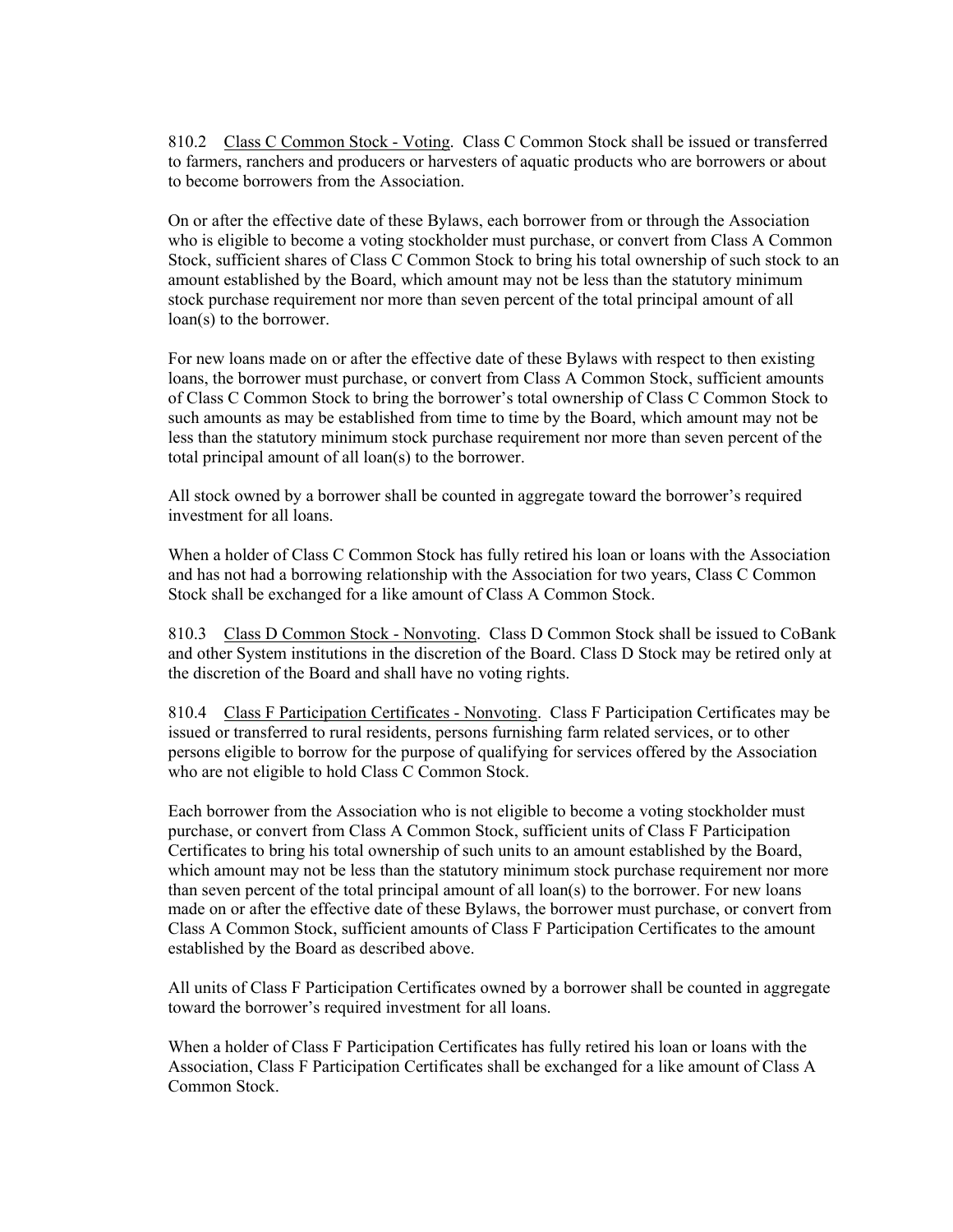810.2 Class C Common Stock - Voting. Class C Common Stock shall be issued or transferred to farmers, ranchers and producers or harvesters of aquatic products who are borrowers or about to become borrowers from the Association.

On or after the effective date of these Bylaws, each borrower from or through the Association who is eligible to become a voting stockholder must purchase, or convert from Class A Common Stock, sufficient shares of Class C Common Stock to bring his total ownership of such stock to an amount established by the Board, which amount may not be less than the statutory minimum stock purchase requirement nor more than seven percent of the total principal amount of all loan(s) to the borrower.

For new loans made on or after the effective date of these Bylaws with respect to then existing loans, the borrower must purchase, or convert from Class A Common Stock, sufficient amounts of Class C Common Stock to bring the borrower's total ownership of Class C Common Stock to such amounts as may be established from time to time by the Board, which amount may not be less than the statutory minimum stock purchase requirement nor more than seven percent of the total principal amount of all loan(s) to the borrower.

All stock owned by a borrower shall be counted in aggregate toward the borrower's required investment for all loans.

When a holder of Class C Common Stock has fully retired his loan or loans with the Association and has not had a borrowing relationship with the Association for two years, Class C Common Stock shall be exchanged for a like amount of Class A Common Stock.

810.3 Class D Common Stock - Nonvoting. Class D Common Stock shall be issued to CoBank and other System institutions in the discretion of the Board. Class D Stock may be retired only at the discretion of the Board and shall have no voting rights.

810.4 Class F Participation Certificates - Nonvoting. Class F Participation Certificates may be issued or transferred to rural residents, persons furnishing farm related services, or to other persons eligible to borrow for the purpose of qualifying for services offered by the Association who are not eligible to hold Class C Common Stock.

Each borrower from the Association who is not eligible to become a voting stockholder must purchase, or convert from Class A Common Stock, sufficient units of Class F Participation Certificates to bring his total ownership of such units to an amount established by the Board, which amount may not be less than the statutory minimum stock purchase requirement nor more than seven percent of the total principal amount of all loan(s) to the borrower. For new loans made on or after the effective date of these Bylaws, the borrower must purchase, or convert from Class A Common Stock, sufficient amounts of Class F Participation Certificates to the amount established by the Board as described above.

All units of Class F Participation Certificates owned by a borrower shall be counted in aggregate toward the borrower's required investment for all loans.

When a holder of Class F Participation Certificates has fully retired his loan or loans with the Association, Class F Participation Certificates shall be exchanged for a like amount of Class A Common Stock.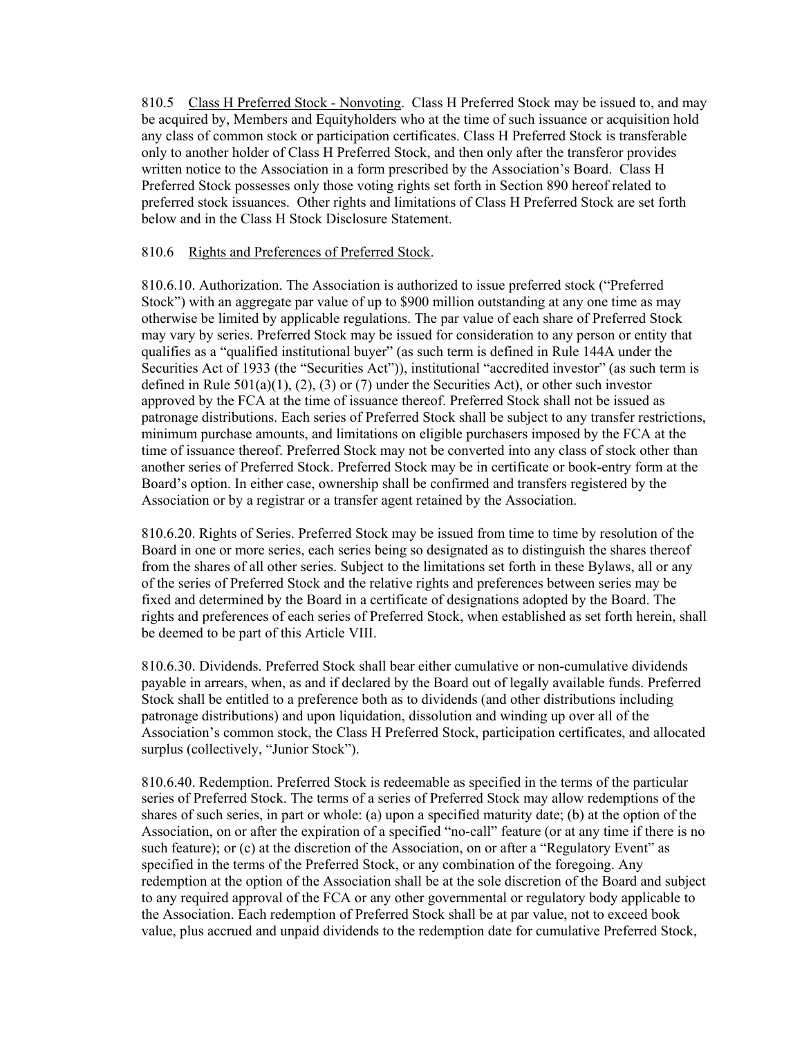810.5 Class H Preferred Stock - Nonvoting. Class H Preferred Stock may be issued to, and may be acquired by, Members and Equityholders who at the time of such issuance or acquisition hold any class of common stock or participation certificates. Class H Preferred Stock is transferable only to another holder of Class H Preferred Stock, and then only after the transferor provides written notice to the Association in a form prescribed by the Association's Board. Class H Preferred Stock possesses only those voting rights set forth in Section 890 hereof related to preferred stock issuances. Other rights and limitations of Class H Preferred Stock are set forth below and in the Class H Stock Disclosure Statement.

810.6 Rights and Preferences of Preferred Stock.

810.6.10. Authorization. The Association is authorized to issue preferred stock ("Preferred Stock") with an aggregate par value of up to $900 million outstanding at any one time as may otherwise be limited by applicable regulations. The par value of each share of Preferred Stock may vary by series. Preferred Stock may be issued for consideration to any person or entity that qualifies as a "qualified institutional buyer" (as such term is defined in Rule 144A under the Securities Act of 1933 (the "Securities Act")), institutional "accredited investor" (as such term is defined in Rule 501(a)(1), (2), (3) or (7) under the Securities Act), or other such investor approved by the FCA at the time of issuance thereof. Preferred Stock shall not be issued as patronage distributions. Each series of Preferred Stock shall be subject to any transfer restrictions, minimum purchase amounts, and limitations on eligible purchasers imposed by the FCA at the time of issuance thereof. Preferred Stock may not be converted into any class of stock other than another series of Preferred Stock. Preferred Stock may be in certificate or book-entry form at the Board's option. In either case, ownership shall be confirmed and transfers registered by the Association or by a registrar or a transfer agent retained by the Association.

810.6.20. Rights of Series. Preferred Stock may be issued from time to time by resolution of the Board in one or more series, each series being so designated as to distinguish the shares thereof from the shares of all other series. Subject to the limitations set forth in these Bylaws, all or any of the series of Preferred Stock and the relative rights and preferences between series may be fixed and determined by the Board in a certificate of designations adopted by the Board. The rights and preferences of each series of Preferred Stock, when established as set forth herein, shall be deemed to be part of this Article VIII.

810.6.30. Dividends. Preferred Stock shall bear either cumulative or non-cumulative dividends payable in arrears, when, as and if declared by the Board out of legally available funds. Preferred Stock shall be entitled to a preference both as to dividends (and other distributions including patronage distributions) and upon liquidation, dissolution and winding up over all of the Association's common stock, the Class H Preferred Stock, participation certificates, and allocated surplus (collectively, "Junior Stock").

810.6.40. Redemption. Preferred Stock is redeemable as specified in the terms of the particular series of Preferred Stock. The terms of a series of Preferred Stock may allow redemptions of the shares of such series, in part or whole: (a) upon a specified maturity date; (b) at the option of the Association, on or after the expiration of a specified "no-call" feature (or at any time if there is no such feature); or (c) at the discretion of the Association, on or after a "Regulatory Event" as specified in the terms of the Preferred Stock, or any combination of the foregoing. Any redemption at the option of the Association shall be at the sole discretion of the Board and subject to any required approval of the FCA or any other governmental or regulatory body applicable to the Association. Each redemption of Preferred Stock shall be at par value, not to exceed book value, plus accrued and unpaid dividends to the redemption date for cumulative Preferred Stock,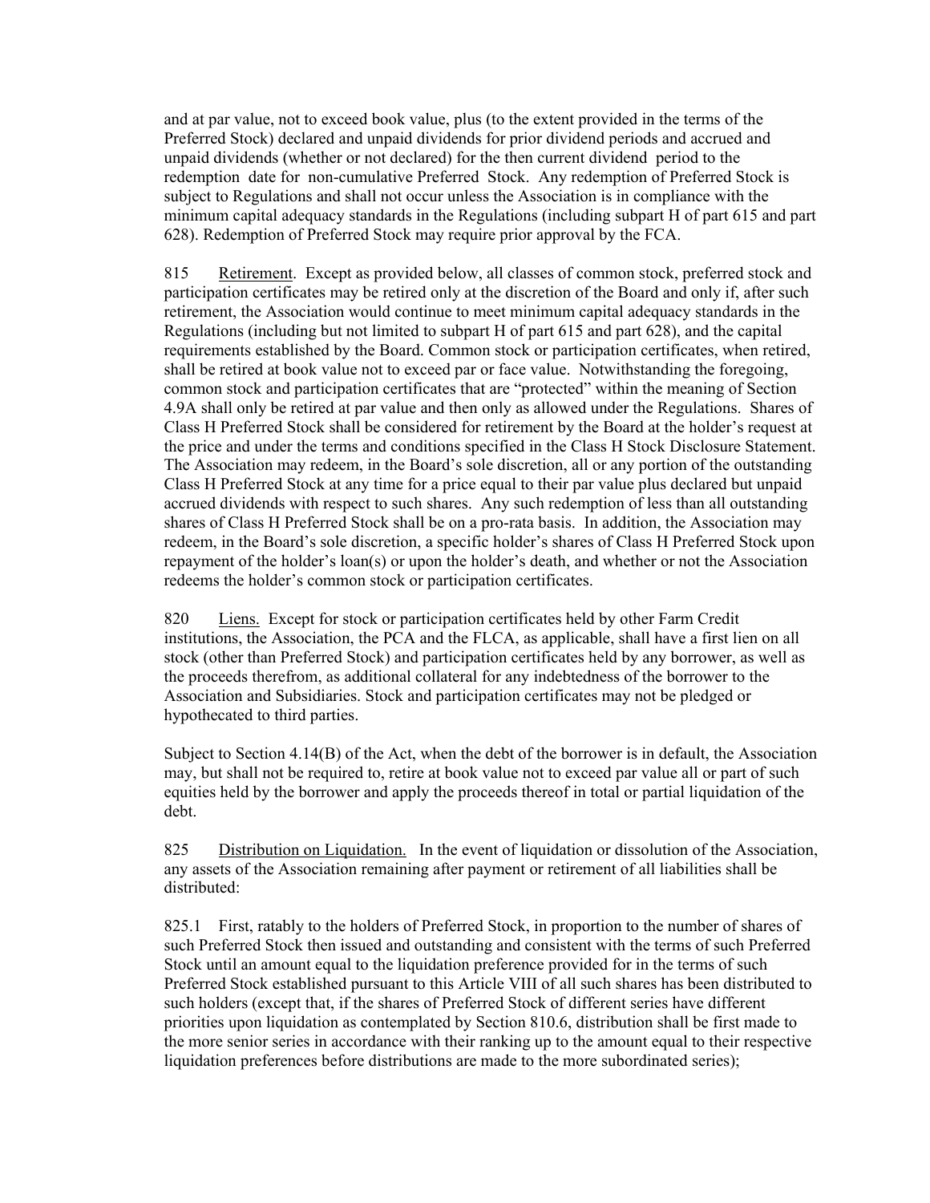and at par value, not to exceed book value, plus (to the extent provided in the terms of the Preferred Stock) declared and unpaid dividends for prior dividend periods and accrued and unpaid dividends (whether or not declared) for the then current dividend period to the redemption date for non-cumulative Preferred Stock. Any redemption of Preferred Stock is subject to Regulations and shall not occur unless the Association is in compliance with the minimum capital adequacy standards in the Regulations (including subpart H of part 615 and part 628). Redemption of Preferred Stock may require prior approval by the FCA.

815 Retirement. Except as provided below, all classes of common stock, preferred stock and participation certificates may be retired only at the discretion of the Board and only if, after such retirement, the Association would continue to meet minimum capital adequacy standards in the Regulations (including but not limited to subpart H of part 615 and part 628), and the capital requirements established by the Board. Common stock or participation certificates, when retired, shall be retired at book value not to exceed par or face value. Notwithstanding the foregoing, common stock and participation certificates that are "protected" within the meaning of Section 4.9A shall only be retired at par value and then only as allowed under the Regulations. Shares of Class H Preferred Stock shall be considered for retirement by the Board at the holder's request at the price and under the terms and conditions specified in the Class H Stock Disclosure Statement. The Association may redeem, in the Board's sole discretion, all or any portion of the outstanding Class H Preferred Stock at any time for a price equal to their par value plus declared but unpaid accrued dividends with respect to such shares. Any such redemption of less than all outstanding shares of Class H Preferred Stock shall be on a pro-rata basis. In addition, the Association may redeem, in the Board's sole discretion, a specific holder's shares of Class H Preferred Stock upon repayment of the holder's loan(s) or upon the holder's death, and whether or not the Association redeems the holder's common stock or participation certificates.

820 Liens. Except for stock or participation certificates held by other Farm Credit institutions, the Association, the PCA and the FLCA, as applicable, shall have a first lien on all stock (other than Preferred Stock) and participation certificates held by any borrower, as well as the proceeds therefrom, as additional collateral for any indebtedness of the borrower to the Association and Subsidiaries. Stock and participation certificates may not be pledged or hypothecated to third parties.

Subject to Section 4.14(B) of the Act, when the debt of the borrower is in default, the Association may, but shall not be required to, retire at book value not to exceed par value all or part of such equities held by the borrower and apply the proceeds thereof in total or partial liquidation of the debt.

825 Distribution on Liquidation. In the event of liquidation or dissolution of the Association, any assets of the Association remaining after payment or retirement of all liabilities shall be distributed:

825.1 First, ratably to the holders of Preferred Stock, in proportion to the number of shares of such Preferred Stock then issued and outstanding and consistent with the terms of such Preferred Stock until an amount equal to the liquidation preference provided for in the terms of such Preferred Stock established pursuant to this Article VIII of all such shares has been distributed to such holders (except that, if the shares of Preferred Stock of different series have different priorities upon liquidation as contemplated by Section 810.6, distribution shall be first made to the more senior series in accordance with their ranking up to the amount equal to their respective liquidation preferences before distributions are made to the more subordinated series);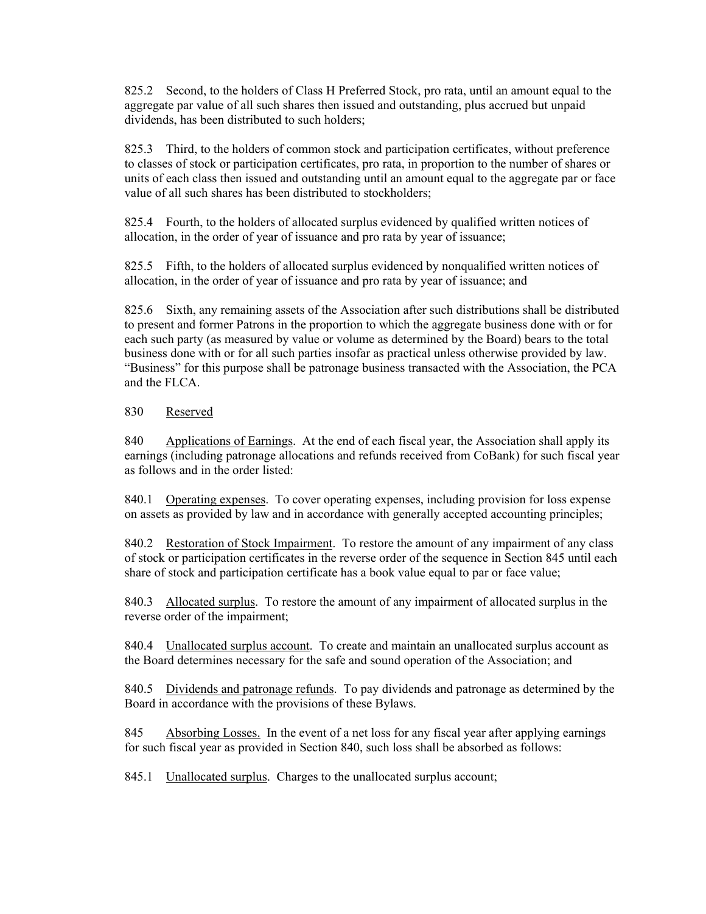825.2 Second, to the holders of Class H Preferred Stock, pro rata, until an amount equal to the aggregate par value of all such shares then issued and outstanding, plus accrued but unpaid dividends, has been distributed to such holders;

825.3 Third, to the holders of common stock and participation certificates, without preference to classes of stock or participation certificates, pro rata, in proportion to the number of shares or units of each class then issued and outstanding until an amount equal to the aggregate par or face value of all such shares has been distributed to stockholders;

825.4 Fourth, to the holders of allocated surplus evidenced by qualified written notices of allocation, in the order of year of issuance and pro rata by year of issuance;

825.5 Fifth, to the holders of allocated surplus evidenced by nonqualified written notices of allocation, in the order of year of issuance and pro rata by year of issuance; and

825.6 Sixth, any remaining assets of the Association after such distributions shall be distributed to present and former Patrons in the proportion to which the aggregate business done with or for each such party (as measured by value or volume as determined by the Board) bears to the total business done with or for all such parties insofar as practical unless otherwise provided by law. "Business" for this purpose shall be patronage business transacted with the Association, the PCA and the FLCA.

830 Reserved

840 Applications of Earnings. At the end of each fiscal year, the Association shall apply its earnings (including patronage allocations and refunds received from CoBank) for such fiscal year as follows and in the order listed:

840.1 Operating expenses. To cover operating expenses, including provision for loss expense on assets as provided by law and in accordance with generally accepted accounting principles;

840.2 Restoration of Stock Impairment. To restore the amount of any impairment of any class of stock or participation certificates in the reverse order of the sequence in Section 845 until each share of stock and participation certificate has a book value equal to par or face value;

840.3 Allocated surplus. To restore the amount of any impairment of allocated surplus in the reverse order of the impairment;

840.4 Unallocated surplus account. To create and maintain an unallocated surplus account as the Board determines necessary for the safe and sound operation of the Association; and

840.5 Dividends and patronage refunds. To pay dividends and patronage as determined by the Board in accordance with the provisions of these Bylaws.

845 Absorbing Losses. In the event of a net loss for any fiscal year after applying earnings for such fiscal year as provided in Section 840, such loss shall be absorbed as follows:

845.1 Unallocated surplus. Charges to the unallocated surplus account;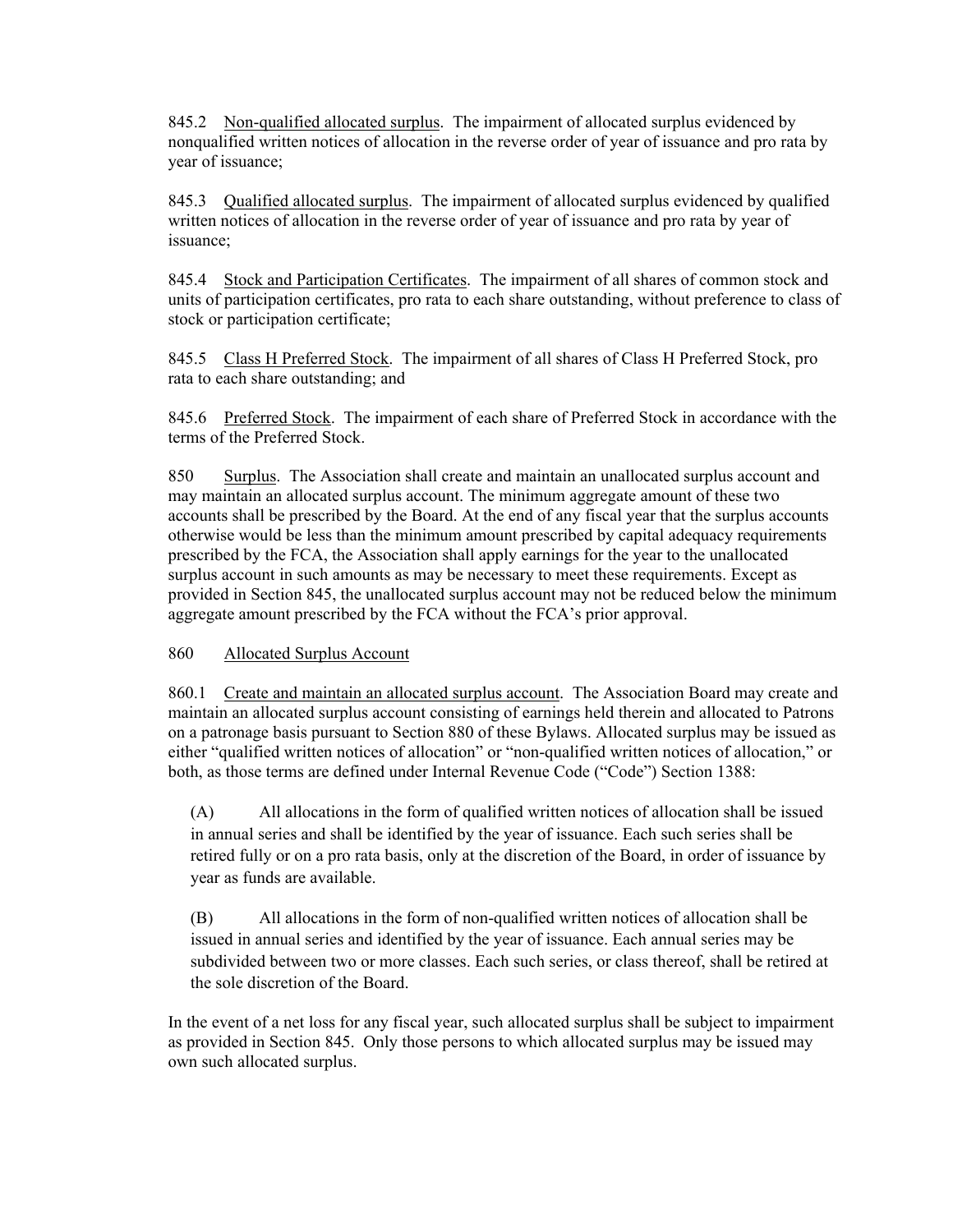845.2 Non-qualified allocated surplus. The impairment of allocated surplus evidenced by nonqualified written notices of allocation in the reverse order of year of issuance and pro rata by year of issuance;

845.3 Qualified allocated surplus. The impairment of allocated surplus evidenced by qualified written notices of allocation in the reverse order of year of issuance and pro rata by year of issuance;

845.4 Stock and Participation Certificates. The impairment of all shares of common stock and units of participation certificates, pro rata to each share outstanding, without preference to class of stock or participation certificate;

845.5 Class H Preferred Stock. The impairment of all shares of Class H Preferred Stock, pro rata to each share outstanding; and

845.6 Preferred Stock. The impairment of each share of Preferred Stock in accordance with the terms of the Preferred Stock.

850 Surplus. The Association shall create and maintain an unallocated surplus account and may maintain an allocated surplus account. The minimum aggregate amount of these two accounts shall be prescribed by the Board. At the end of any fiscal year that the surplus accounts otherwise would be less than the minimum amount prescribed by capital adequacy requirements prescribed by the FCA, the Association shall apply earnings for the year to the unallocated surplus account in such amounts as may be necessary to meet these requirements. Except as provided in Section 845, the unallocated surplus account may not be reduced below the minimum aggregate amount prescribed by the FCA without the FCA's prior approval.

860 Allocated Surplus Account

860.1 Create and maintain an allocated surplus account. The Association Board may create and maintain an allocated surplus account consisting of earnings held therein and allocated to Patrons on a patronage basis pursuant to Section 880 of these Bylaws. Allocated surplus may be issued as either "qualified written notices of allocation" or "non-qualified written notices of allocation," or both, as those terms are defined under Internal Revenue Code ("Code") Section 1388:

(A) All allocations in the form of qualified written notices of allocation shall be issued in annual series and shall be identified by the year of issuance. Each such series shall be retired fully or on a pro rata basis, only at the discretion of the Board, in order of issuance by year as funds are available.

(B) All allocations in the form of non-qualified written notices of allocation shall be issued in annual series and identified by the year of issuance. Each annual series may be subdivided between two or more classes. Each such series, or class thereof, shall be retired at the sole discretion of the Board.

In the event of a net loss for any fiscal year, such allocated surplus shall be subject to impairment as provided in Section 845. Only those persons to which allocated surplus may be issued may own such allocated surplus.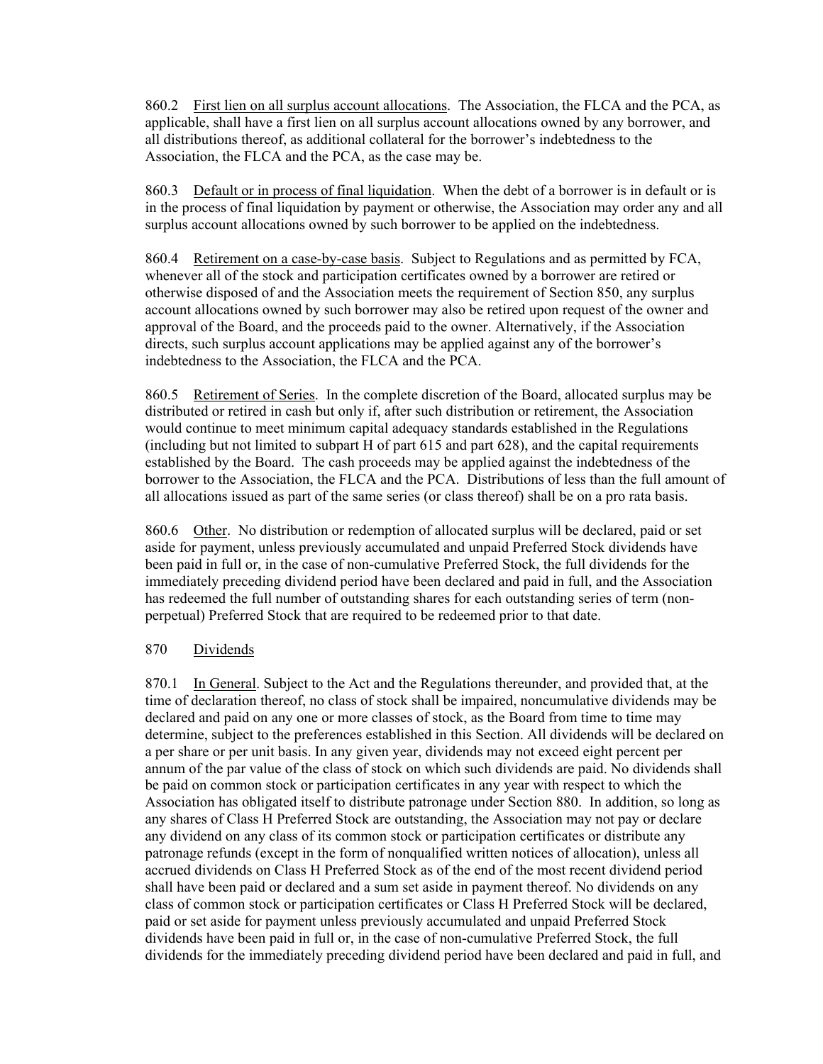860.2 First lien on all surplus account allocations. The Association, the FLCA and the PCA, as applicable, shall have a first lien on all surplus account allocations owned by any borrower, and all distributions thereof, as additional collateral for the borrower's indebtedness to the Association, the FLCA and the PCA, as the case may be.

860.3 Default or in process of final liquidation. When the debt of a borrower is in default or is in the process of final liquidation by payment or otherwise, the Association may order any and all surplus account allocations owned by such borrower to be applied on the indebtedness.

860.4 Retirement on a case-by-case basis. Subject to Regulations and as permitted by FCA, whenever all of the stock and participation certificates owned by a borrower are retired or otherwise disposed of and the Association meets the requirement of Section 850, any surplus account allocations owned by such borrower may also be retired upon request of the owner and approval of the Board, and the proceeds paid to the owner. Alternatively, if the Association directs, such surplus account applications may be applied against any of the borrower's indebtedness to the Association, the FLCA and the PCA.

860.5 Retirement of Series. In the complete discretion of the Board, allocated surplus may be distributed or retired in cash but only if, after such distribution or retirement, the Association would continue to meet minimum capital adequacy standards established in the Regulations (including but not limited to subpart H of part 615 and part 628), and the capital requirements established by the Board. The cash proceeds may be applied against the indebtedness of the borrower to the Association, the FLCA and the PCA. Distributions of less than the full amount of all allocations issued as part of the same series (or class thereof) shall be on a pro rata basis.

860.6 Other. No distribution or redemption of allocated surplus will be declared, paid or set aside for payment, unless previously accumulated and unpaid Preferred Stock dividends have been paid in full or, in the case of non-cumulative Preferred Stock, the full dividends for the immediately preceding dividend period have been declared and paid in full, and the Association has redeemed the full number of outstanding shares for each outstanding series of term (non-perpetual) Preferred Stock that are required to be redeemed prior to that date.

870 Dividends

870.1 In General. Subject to the Act and the Regulations thereunder, and provided that, at the time of declaration thereof, no class of stock shall be impaired, noncumulative dividends may be declared and paid on any one or more classes of stock, as the Board from time to time may determine, subject to the preferences established in this Section. All dividends will be declared on a per share or per unit basis. In any given year, dividends may not exceed eight percent per annum of the par value of the class of stock on which such dividends are paid. No dividends shall be paid on common stock or participation certificates in any year with respect to which the Association has obligated itself to distribute patronage under Section 880. In addition, so long as any shares of Class H Preferred Stock are outstanding, the Association may not pay or declare any dividend on any class of its common stock or participation certificates or distribute any patronage refunds (except in the form of nonqualified written notices of allocation), unless all accrued dividends on Class H Preferred Stock as of the end of the most recent dividend period shall have been paid or declared and a sum set aside in payment thereof. No dividends on any class of common stock or participation certificates or Class H Preferred Stock will be declared, paid or set aside for payment unless previously accumulated and unpaid Preferred Stock dividends have been paid in full or, in the case of non-cumulative Preferred Stock, the full dividends for the immediately preceding dividend period have been declared and paid in full, and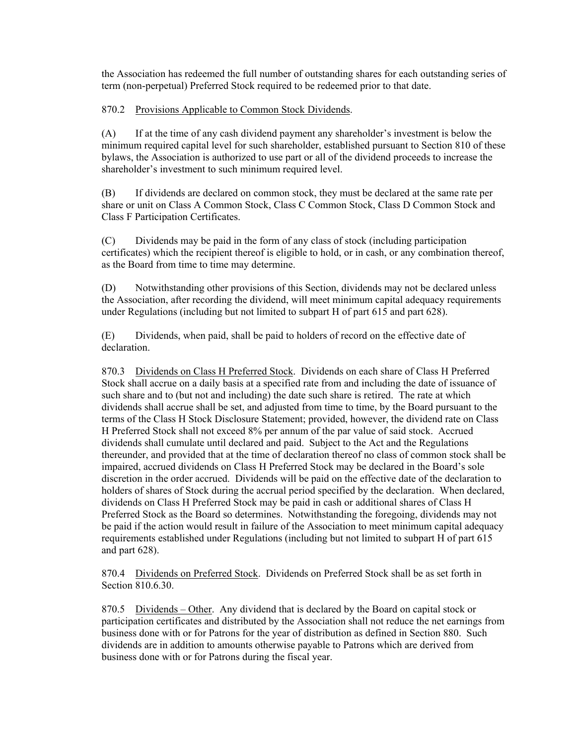the Association has redeemed the full number of outstanding shares for each outstanding series of term (non-perpetual) Preferred Stock required to be redeemed prior to that date.

870.2 <u>Provisions Applicable to Common Stock Dividends</u>.

(A) If at the time of any cash dividend payment any shareholder's investment is below the minimum required capital level for such shareholder, established pursuant to Section 810 of these bylaws, the Association is authorized to use part or all of the dividend proceeds to increase the shareholder's investment to such minimum required level.

(B) If dividends are declared on common stock, they must be declared at the same rate per share or unit on Class A Common Stock, Class C Common Stock, Class D Common Stock and Class F Participation Certificates.

(C) Dividends may be paid in the form of any class of stock (including participation certificates) which the recipient thereof is eligible to hold, or in cash, or any combination thereof, as the Board from time to time may determine.

(D) Notwithstanding other provisions of this Section, dividends may not be declared unless the Association, after recording the dividend, will meet minimum capital adequacy requirements under Regulations (including but not limited to subpart H of part 615 and part 628).

(E) Dividends, when paid, shall be paid to holders of record on the effective date of declaration.

870.3 <u>Dividends on Class H Preferred Stock</u>. Dividends on each share of Class H Preferred Stock shall accrue on a daily basis at a specified rate from and including the date of issuance of such share and to (but not and including) the date such share is retired. The rate at which dividends shall accrue shall be set, and adjusted from time to time, by the Board pursuant to the terms of the Class H Stock Disclosure Statement; provided, however, the dividend rate on Class H Preferred Stock shall not exceed 8% per annum of the par value of said stock. Accrued dividends shall cumulate until declared and paid. Subject to the Act and the Regulations thereunder, and provided that at the time of declaration thereof no class of common stock shall be impaired, accrued dividends on Class H Preferred Stock may be declared in the Board's sole discretion in the order accrued. Dividends will be paid on the effective date of the declaration to holders of shares of Stock during the accrual period specified by the declaration. When declared, dividends on Class H Preferred Stock may be paid in cash or additional shares of Class H Preferred Stock as the Board so determines. Notwithstanding the foregoing, dividends may not be paid if the action would result in failure of the Association to meet minimum capital adequacy requirements established under Regulations (including but not limited to subpart H of part 615 and part 628).

870.4 <u>Dividends on Preferred Stock</u>. Dividends on Preferred Stock shall be as set forth in Section 810.6.30.

870.5 <u>Dividends – Other</u>. Any dividend that is declared by the Board on capital stock or participation certificates and distributed by the Association shall not reduce the net earnings from business done with or for Patrons for the year of distribution as defined in Section 880. Such dividends are in addition to amounts otherwise payable to Patrons which are derived from business done with or for Patrons during the fiscal year.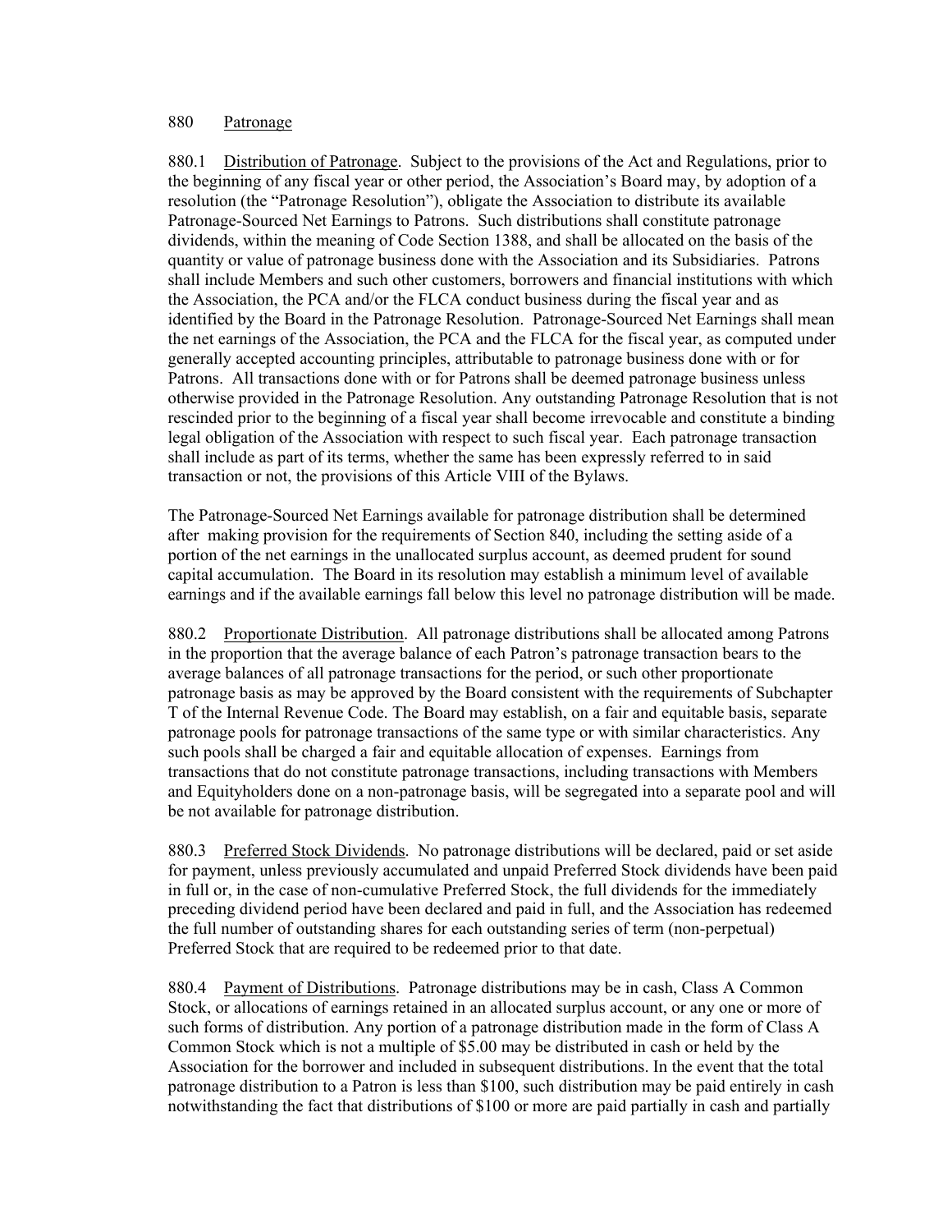## 880 Patronage

880.1 Distribution of Patronage. Subject to the provisions of the Act and Regulations, prior to the beginning of any fiscal year or other period, the Association's Board may, by adoption of a resolution (the "Patronage Resolution"), obligate the Association to distribute its available Patronage-Sourced Net Earnings to Patrons. Such distributions shall constitute patronage dividends, within the meaning of Code Section 1388, and shall be allocated on the basis of the quantity or value of patronage business done with the Association and its Subsidiaries. Patrons shall include Members and such other customers, borrowers and financial institutions with which the Association, the PCA and/or the FLCA conduct business during the fiscal year and as identified by the Board in the Patronage Resolution. Patronage-Sourced Net Earnings shall mean the net earnings of the Association, the PCA and the FLCA for the fiscal year, as computed under generally accepted accounting principles, attributable to patronage business done with or for Patrons. All transactions done with or for Patrons shall be deemed patronage business unless otherwise provided in the Patronage Resolution. Any outstanding Patronage Resolution that is not rescinded prior to the beginning of a fiscal year shall become irrevocable and constitute a binding legal obligation of the Association with respect to such fiscal year. Each patronage transaction shall include as part of its terms, whether the same has been expressly referred to in said transaction or not, the provisions of this Article VIII of the Bylaws.

The Patronage-Sourced Net Earnings available for patronage distribution shall be determined after making provision for the requirements of Section 840, including the setting aside of a portion of the net earnings in the unallocated surplus account, as deemed prudent for sound capital accumulation. The Board in its resolution may establish a minimum level of available earnings and if the available earnings fall below this level no patronage distribution will be made.

880.2 Proportionate Distribution. All patronage distributions shall be allocated among Patrons in the proportion that the average balance of each Patron's patronage transaction bears to the average balances of all patronage transactions for the period, or such other proportionate patronage basis as may be approved by the Board consistent with the requirements of Subchapter T of the Internal Revenue Code. The Board may establish, on a fair and equitable basis, separate patronage pools for patronage transactions of the same type or with similar characteristics. Any such pools shall be charged a fair and equitable allocation of expenses. Earnings from transactions that do not constitute patronage transactions, including transactions with Members and Equityholders done on a non-patronage basis, will be segregated into a separate pool and will be not available for patronage distribution.

880.3 Preferred Stock Dividends. No patronage distributions will be declared, paid or set aside for payment, unless previously accumulated and unpaid Preferred Stock dividends have been paid in full or, in the case of non-cumulative Preferred Stock, the full dividends for the immediately preceding dividend period have been declared and paid in full, and the Association has redeemed the full number of outstanding shares for each outstanding series of term (non-perpetual) Preferred Stock that are required to be redeemed prior to that date.

880.4 Payment of Distributions. Patronage distributions may be in cash, Class A Common Stock, or allocations of earnings retained in an allocated surplus account, or any one or more of such forms of distribution. Any portion of a patronage distribution made in the form of Class A Common Stock which is not a multiple of $5.00 may be distributed in cash or held by the Association for the borrower and included in subsequent distributions. In the event that the total patronage distribution to a Patron is less than $100, such distribution may be paid entirely in cash notwithstanding the fact that distributions of $100 or more are paid partially in cash and partially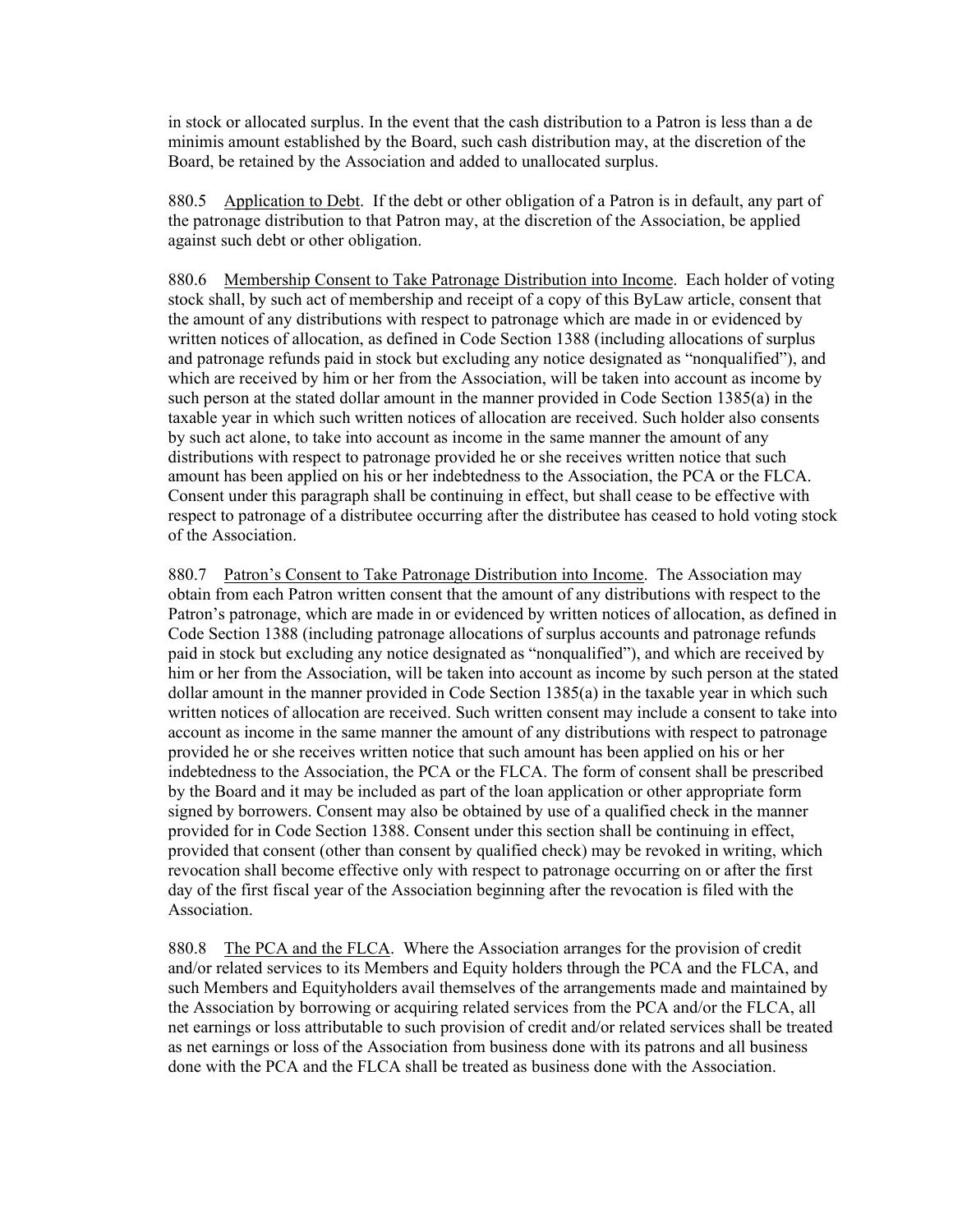in stock or allocated surplus. In the event that the cash distribution to a Patron is less than a de minimis amount established by the Board, such cash distribution may, at the discretion of the Board, be retained by the Association and added to unallocated surplus.

880.5 Application to Debt. If the debt or other obligation of a Patron is in default, any part of the patronage distribution to that Patron may, at the discretion of the Association, be applied against such debt or other obligation.

880.6 Membership Consent to Take Patronage Distribution into Income. Each holder of voting stock shall, by such act of membership and receipt of a copy of this ByLaw article, consent that the amount of any distributions with respect to patronage which are made in or evidenced by written notices of allocation, as defined in Code Section 1388 (including allocations of surplus and patronage refunds paid in stock but excluding any notice designated as "nonqualified"), and which are received by him or her from the Association, will be taken into account as income by such person at the stated dollar amount in the manner provided in Code Section 1385(a) in the taxable year in which such written notices of allocation are received. Such holder also consents by such act alone, to take into account as income in the same manner the amount of any distributions with respect to patronage provided he or she receives written notice that such amount has been applied on his or her indebtedness to the Association, the PCA or the FLCA. Consent under this paragraph shall be continuing in effect, but shall cease to be effective with respect to patronage of a distributee occurring after the distributee has ceased to hold voting stock of the Association.

880.7 Patron's Consent to Take Patronage Distribution into Income. The Association may obtain from each Patron written consent that the amount of any distributions with respect to the Patron's patronage, which are made in or evidenced by written notices of allocation, as defined in Code Section 1388 (including patronage allocations of surplus accounts and patronage refunds paid in stock but excluding any notice designated as "nonqualified"), and which are received by him or her from the Association, will be taken into account as income by such person at the stated dollar amount in the manner provided in Code Section 1385(a) in the taxable year in which such written notices of allocation are received. Such written consent may include a consent to take into account as income in the same manner the amount of any distributions with respect to patronage provided he or she receives written notice that such amount has been applied on his or her indebtedness to the Association, the PCA or the FLCA. The form of consent shall be prescribed by the Board and it may be included as part of the loan application or other appropriate form signed by borrowers. Consent may also be obtained by use of a qualified check in the manner provided for in Code Section 1388. Consent under this section shall be continuing in effect, provided that consent (other than consent by qualified check) may be revoked in writing, which revocation shall become effective only with respect to patronage occurring on or after the first day of the first fiscal year of the Association beginning after the revocation is filed with the Association.

880.8 The PCA and the FLCA. Where the Association arranges for the provision of credit and/or related services to its Members and Equity holders through the PCA and the FLCA, and such Members and Equityholders avail themselves of the arrangements made and maintained by the Association by borrowing or acquiring related services from the PCA and/or the FLCA, all net earnings or loss attributable to such provision of credit and/or related services shall be treated as net earnings or loss of the Association from business done with its patrons and all business done with the PCA and the FLCA shall be treated as business done with the Association.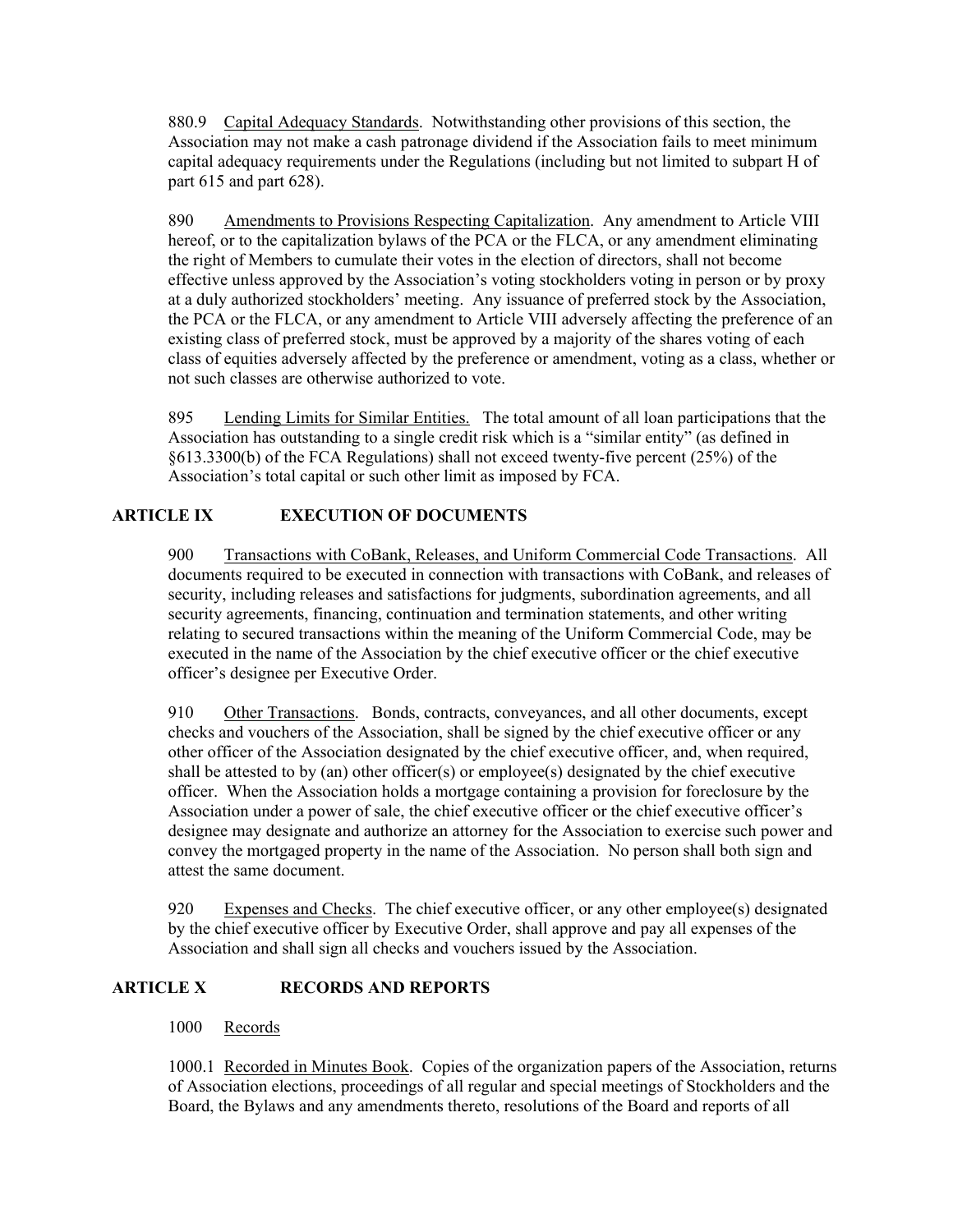880.9 Capital Adequacy Standards. Notwithstanding other provisions of this section, the Association may not make a cash patronage dividend if the Association fails to meet minimum capital adequacy requirements under the Regulations (including but not limited to subpart H of part 615 and part 628).

890 Amendments to Provisions Respecting Capitalization. Any amendment to Article VIII hereof, or to the capitalization bylaws of the PCA or the FLCA, or any amendment eliminating the right of Members to cumulate their votes in the election of directors, shall not become effective unless approved by the Association's voting stockholders voting in person or by proxy at a duly authorized stockholders' meeting. Any issuance of preferred stock by the Association, the PCA or the FLCA, or any amendment to Article VIII adversely affecting the preference of an existing class of preferred stock, must be approved by a majority of the shares voting of each class of equities adversely affected by the preference or amendment, voting as a class, whether or not such classes are otherwise authorized to vote.

895 Lending Limits for Similar Entities. The total amount of all loan participations that the Association has outstanding to a single credit risk which is a "similar entity" (as defined in §613.3300(b) of the FCA Regulations) shall not exceed twenty-five percent (25%) of the Association's total capital or such other limit as imposed by FCA.

## ARTICLE IX EXECUTION OF DOCUMENTS

900 Transactions with CoBank, Releases, and Uniform Commercial Code Transactions. All documents required to be executed in connection with transactions with CoBank, and releases of security, including releases and satisfactions for judgments, subordination agreements, and all security agreements, financing, continuation and termination statements, and other writing relating to secured transactions within the meaning of the Uniform Commercial Code, may be executed in the name of the Association by the chief executive officer or the chief executive officer's designee per Executive Order.

910 Other Transactions. Bonds, contracts, conveyances, and all other documents, except checks and vouchers of the Association, shall be signed by the chief executive officer or any other officer of the Association designated by the chief executive officer, and, when required, shall be attested to by (an) other officer(s) or employee(s) designated by the chief executive officer. When the Association holds a mortgage containing a provision for foreclosure by the Association under a power of sale, the chief executive officer or the chief executive officer's designee may designate and authorize an attorney for the Association to exercise such power and convey the mortgaged property in the name of the Association. No person shall both sign and attest the same document.

920 Expenses and Checks. The chief executive officer, or any other employee(s) designated by the chief executive officer by Executive Order, shall approve and pay all expenses of the Association and shall sign all checks and vouchers issued by the Association.

## ARTICLE X RECORDS AND REPORTS

1000 Records

1000.1 Recorded in Minutes Book. Copies of the organization papers of the Association, returns of Association elections, proceedings of all regular and special meetings of Stockholders and the Board, the Bylaws and any amendments thereto, resolutions of the Board and reports of all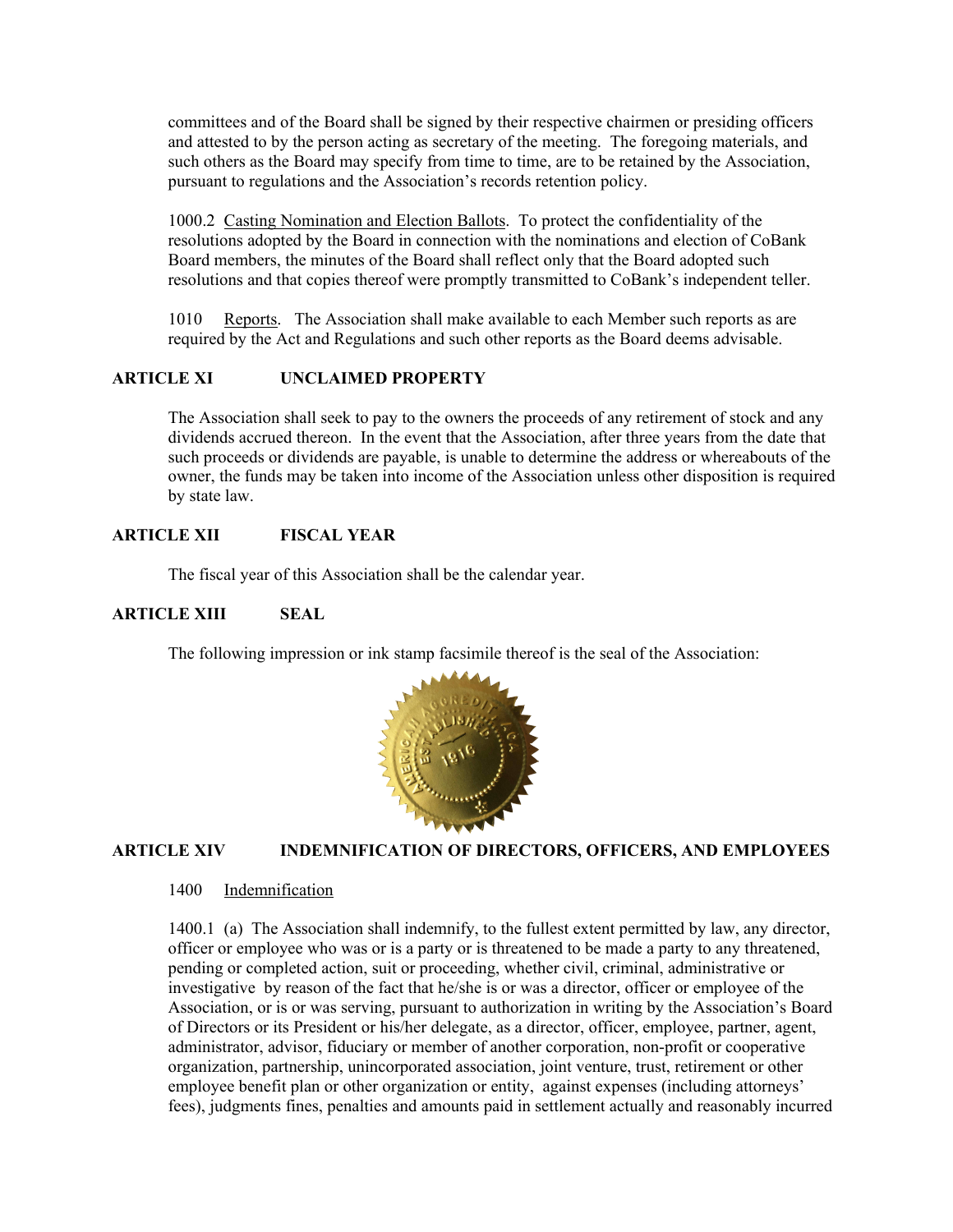committees and of the Board shall be signed by their respective chairmen or presiding officers and attested to by the person acting as secretary of the meeting. The foregoing materials, and such others as the Board may specify from time to time, are to be retained by the Association, pursuant to regulations and the Association's records retention policy.

1000.2 Casting Nomination and Election Ballots. To protect the confidentiality of the resolutions adopted by the Board in connection with the nominations and election of CoBank Board members, the minutes of the Board shall reflect only that the Board adopted such resolutions and that copies thereof were promptly transmitted to CoBank's independent teller.

1010 Reports. The Association shall make available to each Member such reports as are required by the Act and Regulations and such other reports as the Board deems advisable.

## ARTICLE XI UNCLAIMED PROPERTY

The Association shall seek to pay to the owners the proceeds of any retirement of stock and any dividends accrued thereon. In the event that the Association, after three years from the date that such proceeds or dividends are payable, is unable to determine the address or whereabouts of the owner, the funds may be taken into income of the Association unless other disposition is required by state law.

## ARTICLE XII FISCAL YEAR

The fiscal year of this Association shall be the calendar year.

## ARTICLE XIII SEAL

The following impression or ink stamp facsimile thereof is the seal of the Association:

## ARTICLE XIV INDEMNIFICATION OF DIRECTORS, OFFICERS, AND EMPLOYEES

1400 Indemnification

1400.1 (a) The Association shall indemnify, to the fullest extent permitted by law, any director, officer or employee who was or is a party or is threatened to be made a party to any threatened, pending or completed action, suit or proceeding, whether civil, criminal, administrative or investigative by reason of the fact that he/she is or was a director, officer or employee of the Association, or is or was serving, pursuant to authorization in writing by the Association's Board of Directors or its President or his/her delegate, as a director, officer, employee, partner, agent, administrator, advisor, fiduciary or member of another corporation, non-profit or cooperative organization, partnership, unincorporated association, joint venture, trust, retirement or other employee benefit plan or other organization or entity, against expenses (including attorneys' fees), judgments fines, penalties and amounts paid in settlement actually and reasonably incurred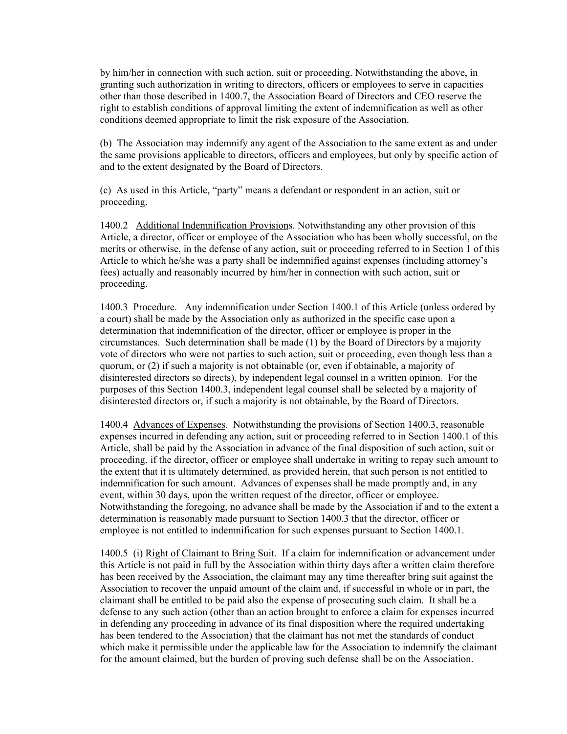by him/her in connection with such action, suit or proceeding. Notwithstanding the above, in granting such authorization in writing to directors, officers or employees to serve in capacities other than those described in 1400.7, the Association Board of Directors and CEO reserve the right to establish conditions of approval limiting the extent of indemnification as well as other conditions deemed appropriate to limit the risk exposure of the Association.

(b) The Association may indemnify any agent of the Association to the same extent as and under the same provisions applicable to directors, officers and employees, but only by specific action of and to the extent designated by the Board of Directors.

(c) As used in this Article, "party" means a defendant or respondent in an action, suit or proceeding.

1400.2 Additional Indemnification Provisions. Notwithstanding any other provision of this Article, a director, officer or employee of the Association who has been wholly successful, on the merits or otherwise, in the defense of any action, suit or proceeding referred to in Section 1 of this Article to which he/she was a party shall be indemnified against expenses (including attorney's fees) actually and reasonably incurred by him/her in connection with such action, suit or proceeding.

1400.3 Procedure. Any indemnification under Section 1400.1 of this Article (unless ordered by a court) shall be made by the Association only as authorized in the specific case upon a determination that indemnification of the director, officer or employee is proper in the circumstances. Such determination shall be made (1) by the Board of Directors by a majority vote of directors who were not parties to such action, suit or proceeding, even though less than a quorum, or (2) if such a majority is not obtainable (or, even if obtainable, a majority of disinterested directors so directs), by independent legal counsel in a written opinion. For the purposes of this Section 1400.3, independent legal counsel shall be selected by a majority of disinterested directors or, if such a majority is not obtainable, by the Board of Directors.

1400.4 Advances of Expenses. Notwithstanding the provisions of Section 1400.3, reasonable expenses incurred in defending any action, suit or proceeding referred to in Section 1400.1 of this Article, shall be paid by the Association in advance of the final disposition of such action, suit or proceeding, if the director, officer or employee shall undertake in writing to repay such amount to the extent that it is ultimately determined, as provided herein, that such person is not entitled to indemnification for such amount. Advances of expenses shall be made promptly and, in any event, within 30 days, upon the written request of the director, officer or employee. Notwithstanding the foregoing, no advance shall be made by the Association if and to the extent a determination is reasonably made pursuant to Section 1400.3 that the director, officer or employee is not entitled to indemnification for such expenses pursuant to Section 1400.1.

1400.5 (i) Right of Claimant to Bring Suit. If a claim for indemnification or advancement under this Article is not paid in full by the Association within thirty days after a written claim therefore has been received by the Association, the claimant may any time thereafter bring suit against the Association to recover the unpaid amount of the claim and, if successful in whole or in part, the claimant shall be entitled to be paid also the expense of prosecuting such claim. It shall be a defense to any such action (other than an action brought to enforce a claim for expenses incurred in defending any proceeding in advance of its final disposition where the required undertaking has been tendered to the Association) that the claimant has not met the standards of conduct which make it permissible under the applicable law for the Association to indemnify the claimant for the amount claimed, but the burden of proving such defense shall be on the Association.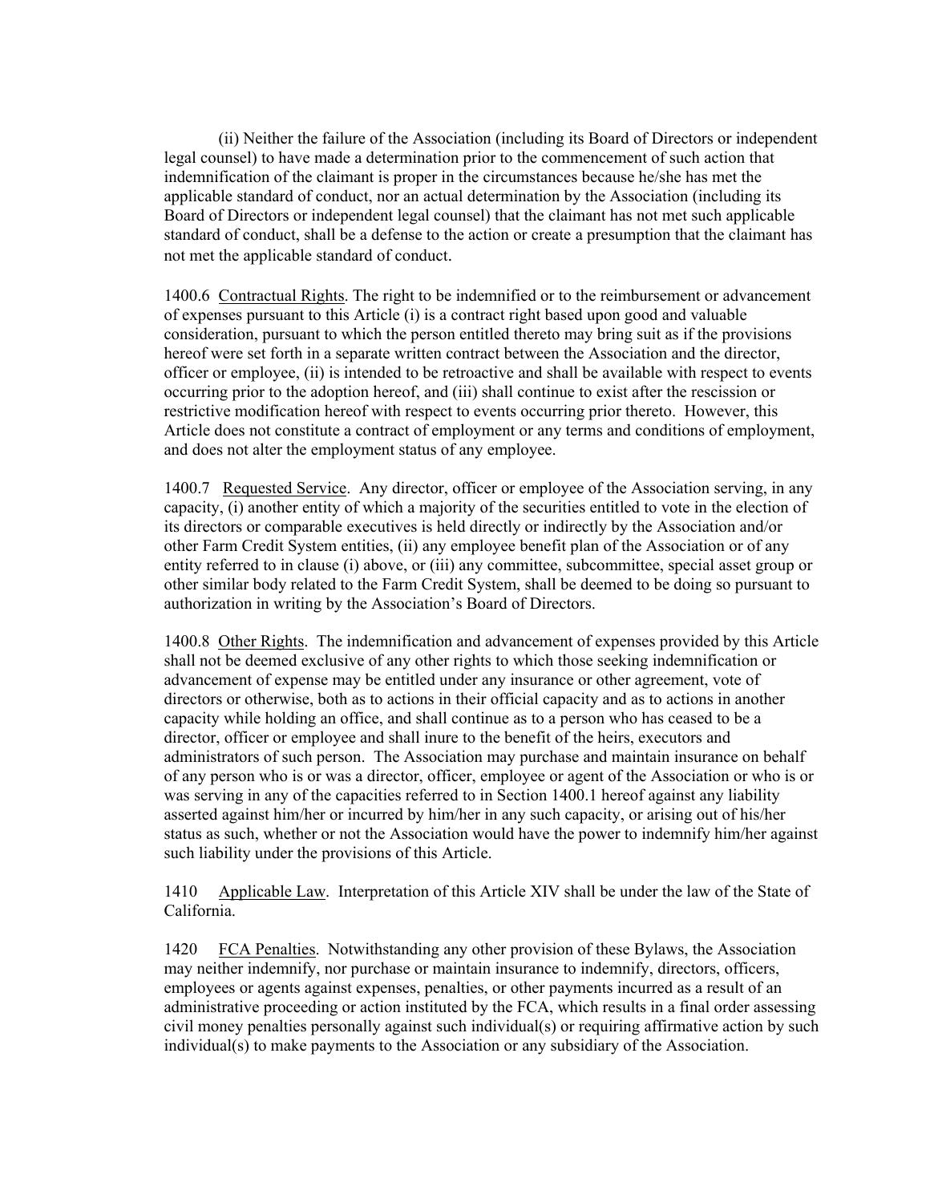(ii) Neither the failure of the Association (including its Board of Directors or independent legal counsel) to have made a determination prior to the commencement of such action that indemnification of the claimant is proper in the circumstances because he/she has met the applicable standard of conduct, nor an actual determination by the Association (including its Board of Directors or independent legal counsel) that the claimant has not met such applicable standard of conduct, shall be a defense to the action or create a presumption that the claimant has not met the applicable standard of conduct.

1400.6 Contractual Rights. The right to be indemnified or to the reimbursement or advancement of expenses pursuant to this Article (i) is a contract right based upon good and valuable consideration, pursuant to which the person entitled thereto may bring suit as if the provisions hereof were set forth in a separate written contract between the Association and the director, officer or employee, (ii) is intended to be retroactive and shall be available with respect to events occurring prior to the adoption hereof, and (iii) shall continue to exist after the rescission or restrictive modification hereof with respect to events occurring prior thereto. However, this Article does not constitute a contract of employment or any terms and conditions of employment, and does not alter the employment status of any employee.

1400.7 Requested Service. Any director, officer or employee of the Association serving, in any capacity, (i) another entity of which a majority of the securities entitled to vote in the election of its directors or comparable executives is held directly or indirectly by the Association and/or other Farm Credit System entities, (ii) any employee benefit plan of the Association or of any entity referred to in clause (i) above, or (iii) any committee, subcommittee, special asset group or other similar body related to the Farm Credit System, shall be deemed to be doing so pursuant to authorization in writing by the Association's Board of Directors.

1400.8 Other Rights. The indemnification and advancement of expenses provided by this Article shall not be deemed exclusive of any other rights to which those seeking indemnification or advancement of expense may be entitled under any insurance or other agreement, vote of directors or otherwise, both as to actions in their official capacity and as to actions in another capacity while holding an office, and shall continue as to a person who has ceased to be a director, officer or employee and shall inure to the benefit of the heirs, executors and administrators of such person. The Association may purchase and maintain insurance on behalf of any person who is or was a director, officer, employee or agent of the Association or who is or was serving in any of the capacities referred to in Section 1400.1 hereof against any liability asserted against him/her or incurred by him/her in any such capacity, or arising out of his/her status as such, whether or not the Association would have the power to indemnify him/her against such liability under the provisions of this Article.

1410 Applicable Law. Interpretation of this Article XIV shall be under the law of the State of California.

1420 FCA Penalties. Notwithstanding any other provision of these Bylaws, the Association may neither indemnify, nor purchase or maintain insurance to indemnify, directors, officers, employees or agents against expenses, penalties, or other payments incurred as a result of an administrative proceeding or action instituted by the FCA, which results in a final order assessing civil money penalties personally against such individual(s) or requiring affirmative action by such individual(s) to make payments to the Association or any subsidiary of the Association.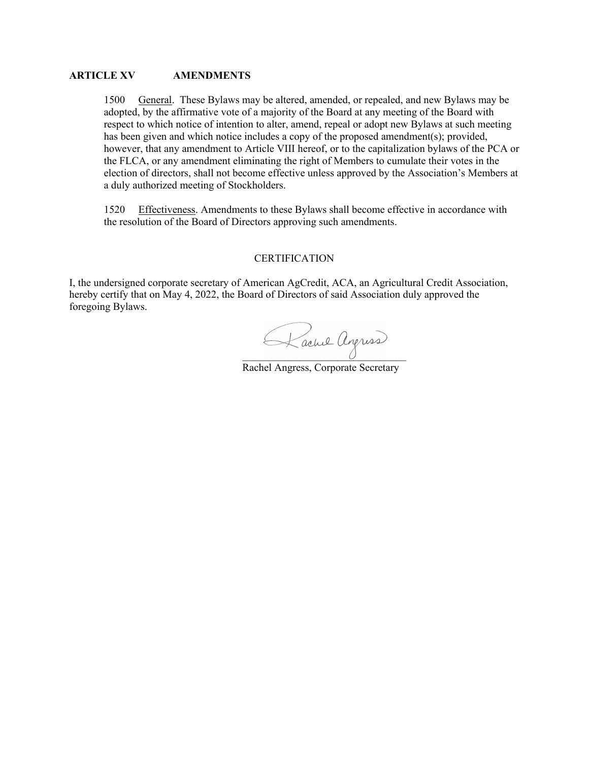## ARTICLE XV AMENDMENTS

1500 General. These Bylaws may be altered, amended, or repealed, and new Bylaws may be adopted, by the affirmative vote of a majority of the Board at any meeting of the Board with respect to which notice of intention to alter, amend, repeal or adopt new Bylaws at such meeting has been given and which notice includes a copy of the proposed amendment(s); provided, however, that any amendment to Article VIII hereof, or to the capitalization bylaws of the PCA or the FLCA, or any amendment eliminating the right of Members to cumulate their votes in the election of directors, shall not become effective unless approved by the Association's Members at a duly authorized meeting of Stockholders.

1520 Effectiveness. Amendments to these Bylaws shall become effective in accordance with the resolution of the Board of Directors approving such amendments.

CERTIFICATION

I, the undersigned corporate secretary of American AgCredit, ACA, an Agricultural Credit Association, hereby certify that on May 4, 2022, the Board of Directors of said Association duly approved the foregoing Bylaws.

Rachel Angress

\_\_\_\_\_\_\_\_\_\_\_\_\_\_\_\_\_\_\_\_\_\_\_\_\_\_\_\_\_\_\_\_\_

Rachel Angress, Corporate Secretary